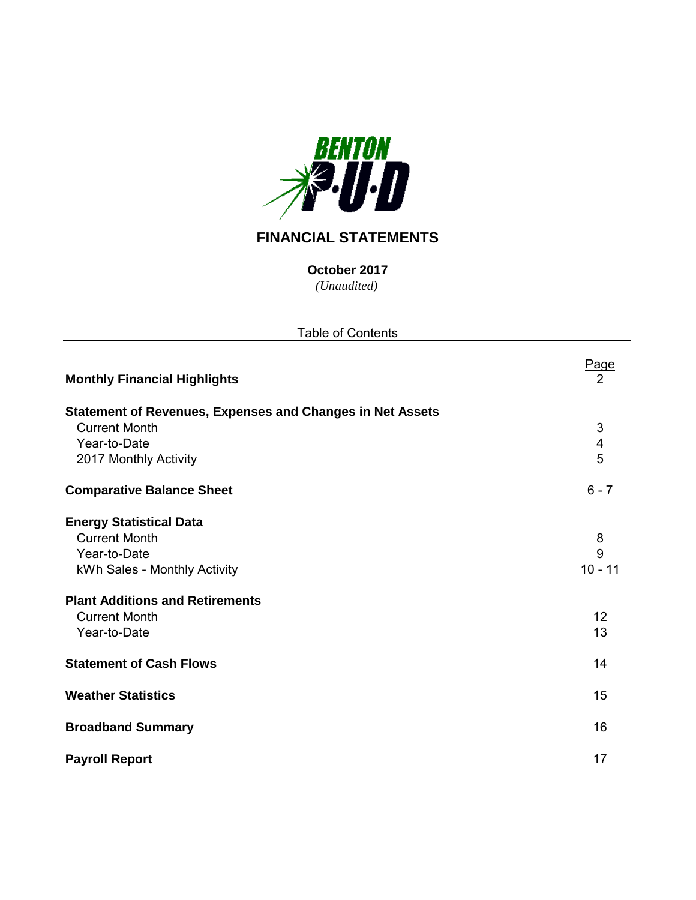BENTON P·U·D

# FINANCIAL STATEMENTS

**October 2017**

*(Unaudited)*

Table of Contents

| | Page |
|---|---|
| **Monthly Financial Highlights** | 2 |
| **Statement of Revenues, Expenses and Changes in Net Assets** | |
| Current Month | 3 |
| Year-to-Date | 4 |
| 2017 Monthly Activity | 5 |
| **Comparative Balance Sheet** | 6 - 7 |
| **Energy Statistical Data** | |
| Current Month | 8 |
| Year-to-Date | 9 |
| kWh Sales - Monthly Activity | 10 - 11 |
| **Plant Additions and Retirements** | |
| Current Month | 12 |
| Year-to-Date | 13 |
| **Statement of Cash Flows** | 14 |
| **Weather Statistics** | 15 |
| **Broadband Summary** | 16 |
| **Payroll Report** | 17 |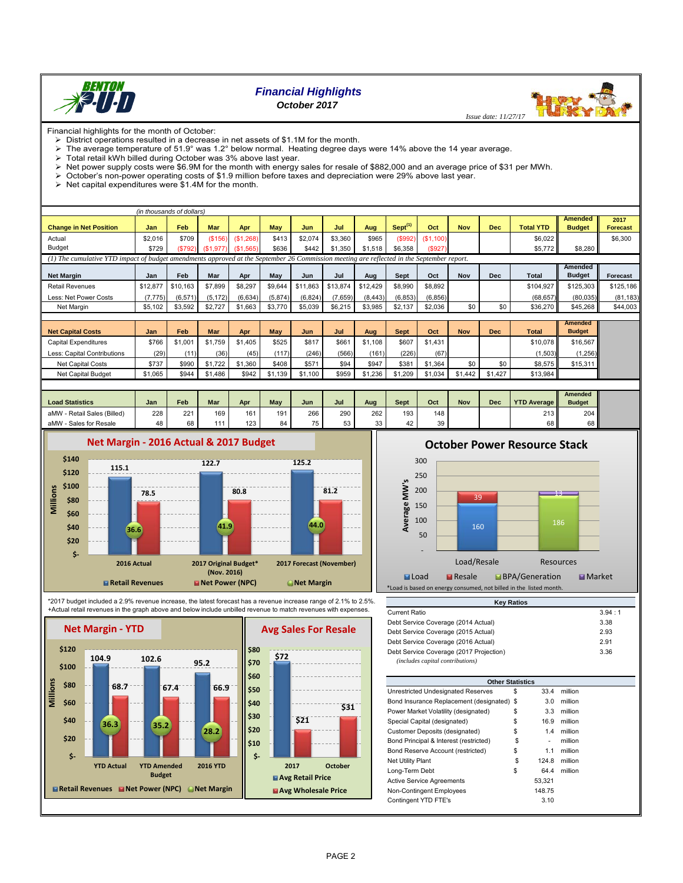# Financial Highlights

## October 2017

*Issue date: 11/27/17*

Financial highlights for the month of October:

- District operations resulted in a decrease in net assets of $1.1M for the month.
- The average temperature of 51.9° was 1.2° below normal. Heating degree days were 14% above the 14 year average.
- Total retail kWh billed during October was 3% above last year.
- Net power supply costs were $6.9M for the month with energy sales for resale of $882,000 and an average price of $31 per MWh.
- October's non-power operating costs of $1.9 million before taxes and depreciation were 29% above last year.
- Net capital expenditures were $1.4M for the month.

*(in thousands of dollars)*

| Change in Net Position | Jan | Feb | Mar | Apr | May | Jun | Jul | Aug | Sept[1] | Oct | Nov | Dec | Total YTD | Amended Budget | 2017 Forecast |
|---|---|---|---|---|---|---|---|---|---|---|---|---|---|---|---|
| Actual | $2,016 | $709 | ($156) | ($1,268) | $413 | $2,074 | $3,360 | $965 | ($992) | ($1,100) | | | $6,022 | | $6,300 |
| Budget | $729 | ($792) | ($1,977) | ($1,565) | $636 | $442 | $1,350 | $1,518 | $6,358 | ($927) | | | $5,772 | $8,280 | |

*(1) The cumulative YTD impact of budget amendments approved at the September 26 Commission meeting are reflected in the September report.*

| Net Margin | Jan | Feb | Mar | Apr | May | Jun | Jul | Aug | Sept | Oct | Nov | Dec | Total | Amended Budget | Forecast |
|---|---|---|---|---|---|---|---|---|---|---|---|---|---|---|---|
| Retail Revenues | $12,877 | $10,163 | $7,899 | $8,297 | $9,644 | $11,863 | $13,874 | $12,429 | $8,990 | $8,892 | | | $104,927 | $125,303 | $125,186 |
| Less: Net Power Costs | (7,775) | (6,571) | (5,172) | (6,634) | (5,874) | (6,824) | (7,659) | (8,443) | (6,853) | (6,856) | | | (68,657) | (80,035) | (81,183) |
| Net Margin | $5,102 | $3,592 | $2,727 | $1,663 | $3,770 | $5,039 | $6,215 | $3,985 | $2,137 | $2,036 | $0 | $0 | $36,270 | $45,268 | $44,003 |

| Net Capital Costs | Jan | Feb | Mar | Apr | May | Jun | Jul | Aug | Sept | Oct | Nov | Dec | Total | Amended Budget |
|---|---|---|---|---|---|---|---|---|---|---|---|---|---|---|
| Capital Expenditures | $766 | $1,001 | $1,759 | $1,405 | $525 | $817 | $661 | $1,108 | $607 | $1,431 | | | $10,078 | $16,567 |
| Less: Capital Contributions | (29) | (11) | (36) | (45) | (117) | (246) | (566) | (161) | (226) | (67) | | | (1,503) | (1,256) |
| Net Capital Costs | $737 | $990 | $1,722 | $1,360 | $408 | $571 | $94 | $947 | $381 | $1,364 | $0 | $0 | $8,575 | $15,311 |
| Net Capital Budget | $1,065 | $944 | $1,486 | $942 | $1,139 | $1,100 | $959 | $1,236 | $1,209 | $1,034 | $1,442 | $1,427 | $13,984 | |

| Load Statistics | Jan | Feb | Mar | Apr | May | Jun | Jul | Aug | Sept | Oct | Nov | Dec | YTD Average | Amended Budget |
|---|---|---|---|---|---|---|---|---|---|---|---|---|---|---|
| aMW - Retail Sales (Billed) | 228 | 221 | 169 | 161 | 191 | 266 | 290 | 262 | 193 | 148 | | | 213 | 204 |
| aMW - Sales for Resale | 48 | 68 | 111 | 123 | 84 | 75 | 53 | 33 | 42 | 39 | | | 68 | 68 |

**Net Margin - 2016 Actual & 2017 Budget** (Millions)

| | Retail Revenues | Net Power (NPC) | Net Margin |
|---|---|---|---|
| 2016 Actual | 115.1 | 78.5 | 36.6 |
| 2017 Original Budget* (Nov. 2016) | 122.7 | 80.8 | 41.9 |
| 2017 Forecast (November) | 125.2 | 81.2 | 44.0 |

**October Power Resource Stack** (Average MW's)

| | Load | Resale | BPA/Generation | Market |
|---|---|---|---|---|
| Load/Resale | 160 | 39 | | |
| Resources | | | 186 | 13 |

*Load is based on energy consumed, not billed in the listed month.

*2017 budget included a 2.9% revenue increase, the latest forecast has a revenue increase range of 2.1% to 2.5%.
+Actual retail revenues in the graph above and below include unbilled revenue to match revenues with expenses.

**Net Margin - YTD** (Millions)

| | Retail Revenues | Net Power (NPC) | Net Margin |
|---|---|---|---|
| YTD Actual | 104.9 | 68.7 | 36.3 |
| YTD Amended Budget | 102.6 | 67.4 | 35.2 |
| 2016 YTD | 95.2 | 66.9 | 28.2 |

**Avg Sales For Resale**

| | Avg Retail Price | Avg Wholesale Price |
|---|---|---|
| 2017 | $72 | $21 |
| October | | $31 |

**Key Ratios**

| | |
|---|---|
| Current Ratio | 3.94 : 1 |
| Debt Service Coverage (2014 Actual) | 3.38 |
| Debt Service Coverage (2015 Actual) | 2.93 |
| Debt Service Coverage (2016 Actual) | 2.91 |
| Debt Service Coverage (2017 Projection) *(includes capital contributions)* | 3.36 |

**Other Statistics**

| | |
|---|---|
| Unrestricted Undesignated Reserves | $ 33.4 million |
| Bond Insurance Replacement (designated) | $ 3.0 million |
| Power Market Volatility (designated) | $ 3.3 million |
| Special Capital (designated) | $ 16.9 million |
| Customer Deposits (designated) | $ 1.4 million |
| Bond Principal & Interest (restricted) | $ - million |
| Bond Reserve Account (restricted) | $ 1.1 million |
| Net Utility Plant | $ 124.8 million |
| Long-Term Debt | $ 64.4 million |
| Active Service Agreements | 53,321 |
| Non-Contingent Employees | 148.75 |
| Contingent YTD FTE's | 3.10 |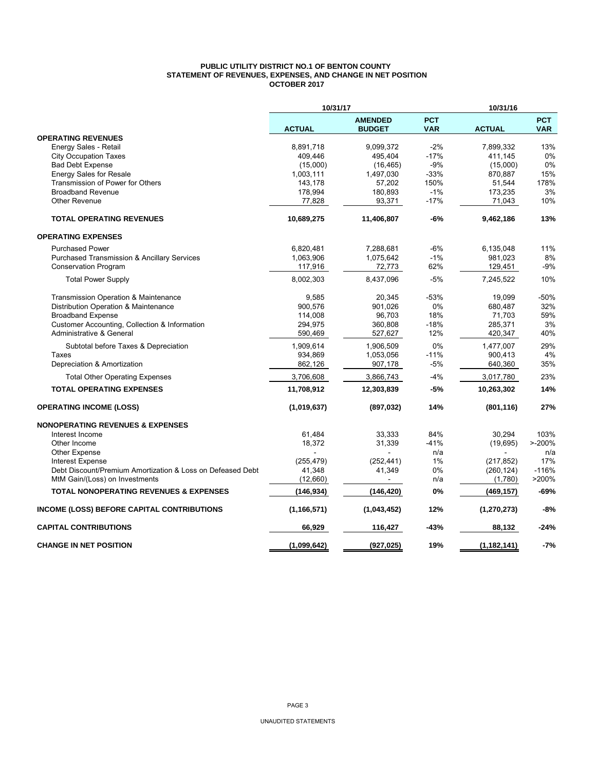# PUBLIC UTILITY DISTRICT NO.1 OF BENTON COUNTY
## STATEMENT OF REVENUES, EXPENSES, AND CHANGE IN NET POSITION
### OCTOBER 2017

| | 10/31/17 | | | 10/31/16 | |
|---|---|---|---|---|---|
| | **ACTUAL** | **AMENDED BUDGET** | **PCT VAR** | **ACTUAL** | **PCT VAR** |
| **OPERATING REVENUES** | | | | | |
| Energy Sales - Retail | 8,891,718 | 9,099,372 | -2% | 7,899,332 | 13% |
| City Occupation Taxes | 409,446 | 495,404 | -17% | 411,145 | 0% |
| Bad Debt Expense | (15,000) | (16,465) | -9% | (15,000) | 0% |
| Energy Sales for Resale | 1,003,111 | 1,497,030 | -33% | 870,887 | 15% |
| Transmission of Power for Others | 143,178 | 57,202 | 150% | 51,544 | 178% |
| Broadband Revenue | 178,994 | 180,893 | -1% | 173,235 | 3% |
| Other Revenue | 77,828 | 93,371 | -17% | 71,043 | 10% |
| **TOTAL OPERATING REVENUES** | **10,689,275** | **11,406,807** | **-6%** | **9,462,186** | **13%** |
| **OPERATING EXPENSES** | | | | | |
| Purchased Power | 6,820,481 | 7,288,681 | -6% | 6,135,048 | 11% |
| Purchased Transmission & Ancillary Services | 1,063,906 | 1,075,642 | -1% | 981,023 | 8% |
| Conservation Program | 117,916 | 72,773 | 62% | 129,451 | -9% |
| Total Power Supply | 8,002,303 | 8,437,096 | -5% | 7,245,522 | 10% |
| Transmission Operation & Maintenance | 9,585 | 20,345 | -53% | 19,099 | -50% |
| Distribution Operation & Maintenance | 900,576 | 901,026 | 0% | 680,487 | 32% |
| Broadband Expense | 114,008 | 96,703 | 18% | 71,703 | 59% |
| Customer Accounting, Collection & Information | 294,975 | 360,808 | -18% | 285,371 | 3% |
| Administrative & General | 590,469 | 527,627 | 12% | 420,347 | 40% |
| Subtotal before Taxes & Depreciation | 1,909,614 | 1,906,509 | 0% | 1,477,007 | 29% |
| Taxes | 934,869 | 1,053,056 | -11% | 900,413 | 4% |
| Depreciation & Amortization | 862,126 | 907,178 | -5% | 640,360 | 35% |
| Total Other Operating Expenses | 3,706,608 | 3,866,743 | -4% | 3,017,780 | 23% |
| **TOTAL OPERATING EXPENSES** | **11,708,912** | **12,303,839** | **-5%** | **10,263,302** | **14%** |
| **OPERATING INCOME (LOSS)** | **(1,019,637)** | **(897,032)** | **14%** | **(801,116)** | **27%** |
| **NONOPERATING REVENUES & EXPENSES** | | | | | |
| Interest Income | 61,484 | 33,333 | 84% | 30,294 | 103% |
| Other Income | 18,372 | 31,339 | -41% | (19,695) | >-200% |
| Other Expense | - | - | n/a | - | n/a |
| Interest Expense | (255,479) | (252,441) | 1% | (217,852) | 17% |
| Debt Discount/Premium Amortization & Loss on Defeased Debt | 41,348 | 41,349 | 0% | (260,124) | -116% |
| MtM Gain/(Loss) on Investments | (12,660) | - | n/a | (1,780) | >200% |
| **TOTAL NONOPERATING REVENUES & EXPENSES** | **(146,934)** | **(146,420)** | **0%** | **(469,157)** | **-69%** |
| **INCOME (LOSS) BEFORE CAPITAL CONTRIBUTIONS** | **(1,166,571)** | **(1,043,452)** | **12%** | **(1,270,273)** | **-8%** |
| **CAPITAL CONTRIBUTIONS** | **66,929** | **116,427** | **-43%** | **88,132** | **-24%** |
| **CHANGE IN NET POSITION** | **(1,099,642)** | **(927,025)** | **19%** | **(1,182,141)** | **-7%** |

UNAUDITED STATEMENTS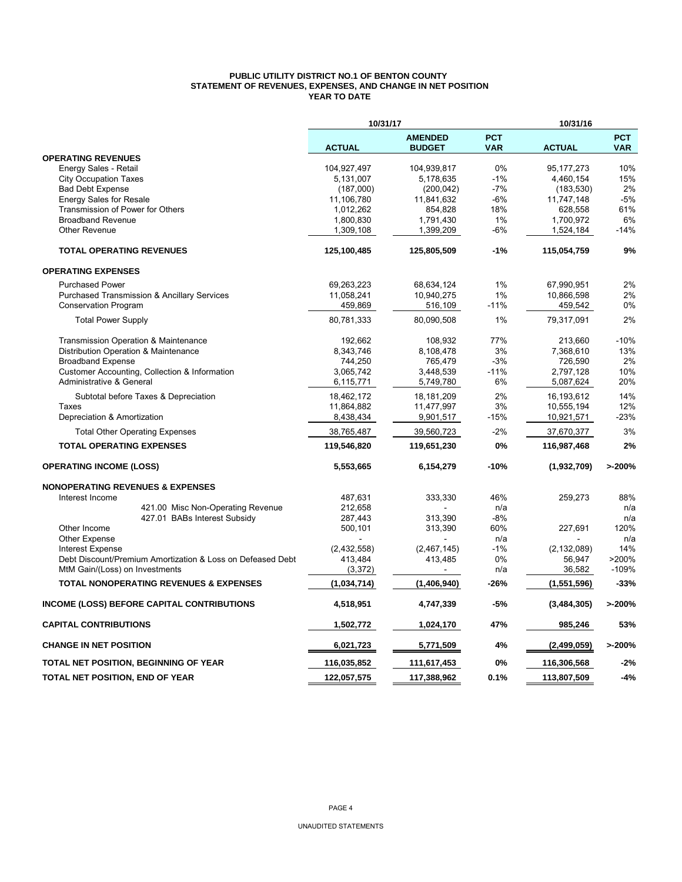**PUBLIC UTILITY DISTRICT NO.1 OF BENTON COUNTY**
**STATEMENT OF REVENUES, EXPENSES, AND CHANGE IN NET POSITION**
**YEAR TO DATE**

| | 10/31/17 | | | 10/31/16 | |
|---|---|---|---|---|---|
| | **ACTUAL** | **AMENDED BUDGET** | **PCT VAR** | **ACTUAL** | **PCT VAR** |
| **OPERATING REVENUES** | | | | | |
| Energy Sales - Retail | 104,927,497 | 104,939,817 | 0% | 95,177,273 | 10% |
| City Occupation Taxes | 5,131,007 | 5,178,635 | -1% | 4,460,154 | 15% |
| Bad Debt Expense | (187,000) | (200,042) | -7% | (183,530) | 2% |
| Energy Sales for Resale | 11,106,780 | 11,841,632 | -6% | 11,747,148 | -5% |
| Transmission of Power for Others | 1,012,262 | 854,828 | 18% | 628,558 | 61% |
| Broadband Revenue | 1,800,830 | 1,791,430 | 1% | 1,700,972 | 6% |
| Other Revenue | 1,309,108 | 1,399,209 | -6% | 1,524,184 | -14% |
| **TOTAL OPERATING REVENUES** | **125,100,485** | **125,805,509** | **-1%** | **115,054,759** | **9%** |
| **OPERATING EXPENSES** | | | | | |
| Purchased Power | 69,263,223 | 68,634,124 | 1% | 67,990,951 | 2% |
| Purchased Transmission & Ancillary Services | 11,058,241 | 10,940,275 | 1% | 10,866,598 | 2% |
| Conservation Program | 459,869 | 516,109 | -11% | 459,542 | 0% |
| Total Power Supply | 80,781,333 | 80,090,508 | 1% | 79,317,091 | 2% |
| Transmission Operation & Maintenance | 192,662 | 108,932 | 77% | 213,660 | -10% |
| Distribution Operation & Maintenance | 8,343,746 | 8,108,478 | 3% | 7,368,610 | 13% |
| Broadband Expense | 744,250 | 765,479 | -3% | 726,590 | 2% |
| Customer Accounting, Collection & Information | 3,065,742 | 3,448,539 | -11% | 2,797,128 | 10% |
| Administrative & General | 6,115,771 | 5,749,780 | 6% | 5,087,624 | 20% |
| Subtotal before Taxes & Depreciation | 18,462,172 | 18,181,209 | 2% | 16,193,612 | 14% |
| Taxes | 11,864,882 | 11,477,997 | 3% | 10,555,194 | 12% |
| Depreciation & Amortization | 8,438,434 | 9,901,517 | -15% | 10,921,571 | -23% |
| Total Other Operating Expenses | 38,765,487 | 39,560,723 | -2% | 37,670,377 | 3% |
| **TOTAL OPERATING EXPENSES** | **119,546,820** | **119,651,230** | **0%** | **116,987,468** | **2%** |
| **OPERATING INCOME (LOSS)** | **5,553,665** | **6,154,279** | **-10%** | **(1,932,709)** | **>-200%** |
| **NONOPERATING REVENUES & EXPENSES** | | | | | |
| Interest Income | 487,631 | 333,330 | 46% | 259,273 | 88% |
| 421.00 Misc Non-Operating Revenue | 212,658 | - | n/a | | n/a |
| 427.01 BABs Interest Subsidy | 287,443 | 313,390 | -8% | | n/a |
| Other Income | 500,101 | 313,390 | 60% | 227,691 | 120% |
| Other Expense | - | - | n/a | - | n/a |
| Interest Expense | (2,432,558) | (2,467,145) | -1% | (2,132,089) | 14% |
| Debt Discount/Premium Amortization & Loss on Defeased Debt | 413,484 | 413,485 | 0% | 56,947 | >200% |
| MtM Gain/(Loss) on Investments | (3,372) | - | n/a | 36,582 | -109% |
| **TOTAL NONOPERATING REVENUES & EXPENSES** | **(1,034,714)** | **(1,406,940)** | **-26%** | **(1,551,596)** | **-33%** |
| **INCOME (LOSS) BEFORE CAPITAL CONTRIBUTIONS** | **4,518,951** | **4,747,339** | **-5%** | **(3,484,305)** | **>-200%** |
| **CAPITAL CONTRIBUTIONS** | **1,502,772** | **1,024,170** | **47%** | **985,246** | **53%** |
| **CHANGE IN NET POSITION** | **6,021,723** | **5,771,509** | **4%** | **(2,499,059)** | **>-200%** |
| **TOTAL NET POSITION, BEGINNING OF YEAR** | **116,035,852** | **111,617,453** | **0%** | **116,306,568** | **-2%** |
| **TOTAL NET POSITION, END OF YEAR** | **122,057,575** | **117,388,962** | **0.1%** | **113,807,509** | **-4%** |

UNAUDITED STATEMENTS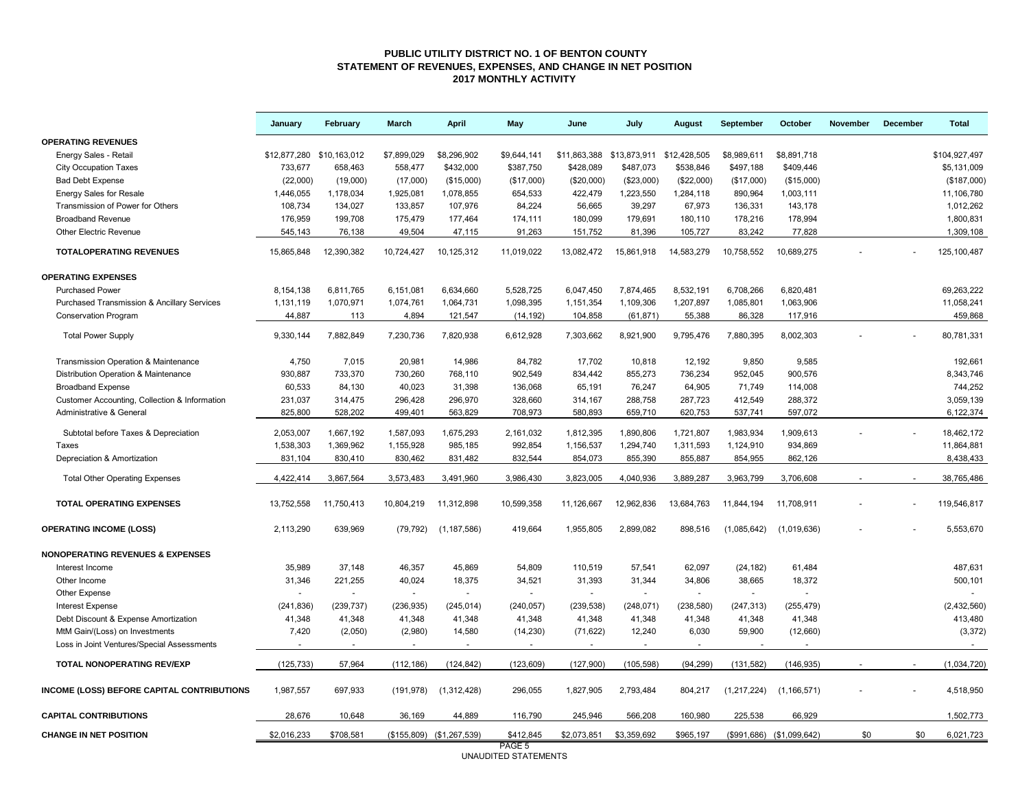# PUBLIC UTILITY DISTRICT NO. 1 OF BENTON COUNTY
## STATEMENT OF REVENUES, EXPENSES, AND CHANGE IN NET POSITION
### 2017 MONTHLY ACTIVITY

| | January | February | March | April | May | June | July | August | September | October | November | December | Total |
|---|---|---|---|---|---|---|---|---|---|---|---|---|---|
| **OPERATING REVENUES** | | | | | | | | | | | | | |
| Energy Sales - Retail | $12,877,280 | $10,163,012 | $7,899,029 | $8,296,902 | $9,644,141 | $11,863,388 | $13,873,911 | $12,428,505 | $8,989,611 | $8,891,718 | | | $104,927,497 |
| City Occupation Taxes | 733,677 | 658,463 | 558,477 | 432,000 | 387,750 | 428,089 | 487,073 | 538,846 | 497,188 | 409,446 | | | $5,131,009 |
| Bad Debt Expense | (22,000) | (19,000) | (17,000) | ($15,000) | ($17,000) | ($20,000) | ($23,000) | ($22,000) | ($17,000) | ($15,000) | | | ($187,000) |
| Energy Sales for Resale | 1,446,055 | 1,178,034 | 1,925,081 | 1,078,855 | 654,533 | 422,479 | 1,223,550 | 1,284,118 | 890,964 | 1,003,111 | | | 11,106,780 |
| Transmission of Power for Others | 108,734 | 134,027 | 133,857 | 107,976 | 84,224 | 56,665 | 39,297 | 67,973 | 136,331 | 143,178 | | | 1,012,262 |
| Broadband Revenue | 176,959 | 199,708 | 175,479 | 177,464 | 174,111 | 180,099 | 179,691 | 180,110 | 178,216 | 178,994 | | | 1,800,831 |
| Other Electric Revenue | 545,143 | 76,138 | 49,504 | 47,115 | 91,263 | 151,752 | 81,396 | 105,727 | 83,242 | 77,828 | | | 1,309,108 |
| **TOTALOPERATING REVENUES** | 15,865,848 | 12,390,382 | 10,724,427 | 10,125,312 | 11,019,022 | 13,082,472 | 15,861,918 | 14,583,279 | 10,758,552 | 10,689,275 | - | - | 125,100,487 |
| **OPERATING EXPENSES** | | | | | | | | | | | | | |
| Purchased Power | 8,154,138 | 6,811,765 | 6,151,081 | 6,634,660 | 5,528,725 | 6,047,450 | 7,874,465 | 8,532,191 | 6,708,266 | 6,820,481 | | | 69,263,222 |
| Purchased Transmission & Ancillary Services | 1,131,119 | 1,070,971 | 1,074,761 | 1,064,731 | 1,098,395 | 1,151,354 | 1,109,306 | 1,207,897 | 1,085,801 | 1,063,906 | | | 11,058,241 |
| Conservation Program | 44,887 | 113 | 4,894 | 121,547 | (14,192) | 104,858 | (61,871) | 55,388 | 86,328 | 117,916 | | | 459,868 |
| Total Power Supply | 9,330,144 | 7,882,849 | 7,230,736 | 7,820,938 | 6,612,928 | 7,303,662 | 8,921,900 | 9,795,476 | 7,880,395 | 8,002,303 | - | - | 80,781,331 |
| Transmission Operation & Maintenance | 4,750 | 7,015 | 20,981 | 14,986 | 84,782 | 17,702 | 10,818 | 12,192 | 9,850 | 9,585 | | | 192,661 |
| Distribution Operation & Maintenance | 930,887 | 733,370 | 730,260 | 768,110 | 902,549 | 834,442 | 855,273 | 736,234 | 952,045 | 900,576 | | | 8,343,746 |
| Broadband Expense | 60,533 | 84,130 | 40,023 | 31,398 | 136,068 | 65,191 | 76,247 | 64,905 | 71,749 | 114,008 | | | 744,252 |
| Customer Accounting, Collection & Information | 231,037 | 314,475 | 296,428 | 296,970 | 328,660 | 314,167 | 288,758 | 287,723 | 412,549 | 288,372 | | | 3,059,139 |
| Administrative & General | 825,800 | 528,202 | 499,401 | 563,829 | 708,973 | 580,893 | 659,710 | 620,753 | 537,741 | 597,072 | | | 6,122,374 |
| Subtotal before Taxes & Depreciation | 2,053,007 | 1,667,192 | 1,587,093 | 1,675,293 | 2,161,032 | 1,812,395 | 1,890,806 | 1,721,807 | 1,983,934 | 1,909,613 | - | - | 18,462,172 |
| Taxes | 1,538,303 | 1,369,962 | 1,155,928 | 985,185 | 992,854 | 1,156,537 | 1,294,740 | 1,311,593 | 1,124,910 | 934,869 | | | 11,864,881 |
| Depreciation & Amortization | 831,104 | 830,410 | 830,462 | 831,482 | 832,544 | 854,073 | 855,390 | 855,887 | 854,955 | 862,126 | | | 8,438,433 |
| Total Other Operating Expenses | 4,422,414 | 3,867,564 | 3,573,483 | 3,491,960 | 3,986,430 | 3,823,005 | 4,040,936 | 3,889,287 | 3,963,799 | 3,706,608 | - | - | 38,765,486 |
| **TOTAL OPERATING EXPENSES** | 13,752,558 | 11,750,413 | 10,804,219 | 11,312,898 | 10,599,358 | 11,126,667 | 12,962,836 | 13,684,763 | 11,844,194 | 11,708,911 | - | - | 119,546,817 |
| **OPERATING INCOME (LOSS)** | 2,113,290 | 639,969 | (79,792) | (1,187,586) | 419,664 | 1,955,805 | 2,899,082 | 898,516 | (1,085,642) | (1,019,636) | - | - | 5,553,670 |
| **NONOPERATING REVENUES & EXPENSES** | | | | | | | | | | | | | |
| Interest Income | 35,989 | 37,148 | 46,357 | 45,869 | 54,809 | 110,519 | 57,541 | 62,097 | (24,182) | 61,484 | | | 487,631 |
| Other Income | 31,346 | 221,255 | 40,024 | 18,375 | 34,521 | 31,393 | 31,344 | 34,806 | 38,665 | 18,372 | | | 500,101 |
| Other Expense | - | - | - | - | - | - | - | - | - | - | | | - |
| Interest Expense | (241,836) | (239,737) | (236,935) | (245,014) | (240,057) | (239,538) | (248,071) | (238,580) | (247,313) | (255,479) | | | (2,432,560) |
| Debt Discount & Expense Amortization | 41,348 | 41,348 | 41,348 | 41,348 | 41,348 | 41,348 | 41,348 | 41,348 | 41,348 | 41,348 | | | 413,480 |
| MtM Gain/(Loss) on Investments | 7,420 | (2,050) | (2,980) | 14,580 | (14,230) | (71,622) | 12,240 | 6,030 | 59,900 | (12,660) | | | (3,372) |
| Loss in Joint Ventures/Special Assessments | - | - | - | - | - | - | - | - | - | - | | | - |
| **TOTAL NONOPERATING REV/EXP** | (125,733) | 57,964 | (112,186) | (124,842) | (123,609) | (127,900) | (105,598) | (94,299) | (131,582) | (146,935) | - | - | (1,034,720) |
| **INCOME (LOSS) BEFORE CAPITAL CONTRIBUTIONS** | 1,987,557 | 697,933 | (191,978) | (1,312,428) | 296,055 | 1,827,905 | 2,793,484 | 804,217 | (1,217,224) | (1,166,571) | - | - | 4,518,950 |
| **CAPITAL CONTRIBUTIONS** | 28,676 | 10,648 | 36,169 | 44,889 | 116,790 | 245,946 | 566,208 | 160,980 | 225,538 | 66,929 | | | 1,502,773 |
| **CHANGE IN NET POSITION** | $2,016,233 | $708,581 | ($155,809) | ($1,267,539) | $412,845 | $2,073,851 | $3,359,692 | $965,197 | ($991,686) | ($1,099,642) | $0 | $0 | 6,021,723 |

UNAUDITED STATEMENTS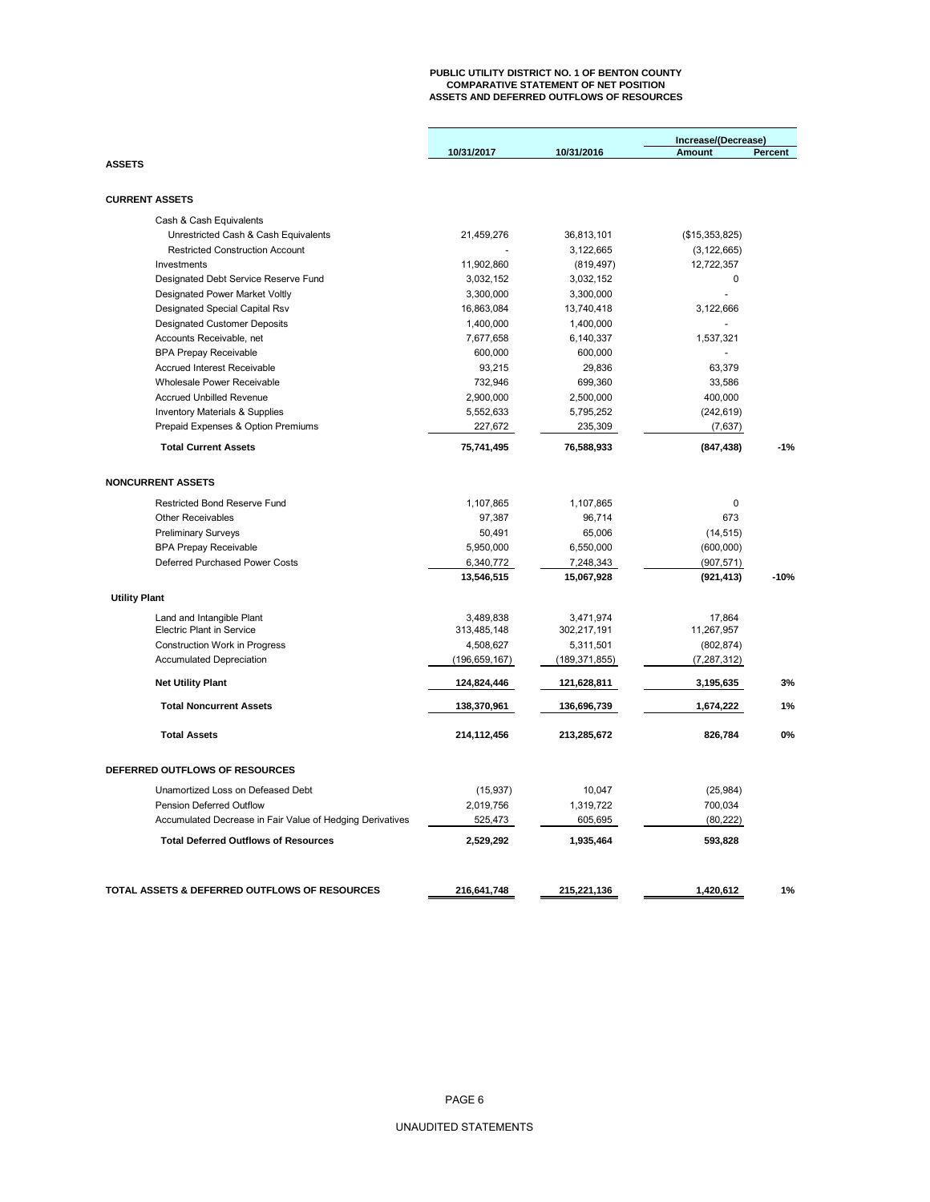# PUBLIC UTILITY DISTRICT NO. 1 OF BENTON COUNTY
## COMPARATIVE STATEMENT OF NET POSITION
## ASSETS AND DEFERRED OUTFLOWS OF RESOURCES

| | 10/31/2017 | 10/31/2016 | Increase/(Decrease) Amount | Percent |
|---|---|---|---|---|
| **ASSETS** | | | | |
| **CURRENT ASSETS** | | | | |
| Cash & Cash Equivalents | | | | |
| Unrestricted Cash & Cash Equivalents | 21,459,276 | 36,813,101 | ($15,353,825) | |
| Restricted Construction Account | - | 3,122,665 | (3,122,665) | |
| Investments | 11,902,860 | (819,497) | 12,722,357 | |
| Designated Debt Service Reserve Fund | 3,032,152 | 3,032,152 | 0 | |
| Designated Power Market Voltly | 3,300,000 | 3,300,000 | - | |
| Designated Special Capital Rsv | 16,863,084 | 13,740,418 | 3,122,666 | |
| Designated Customer Deposits | 1,400,000 | 1,400,000 | - | |
| Accounts Receivable, net | 7,677,658 | 6,140,337 | 1,537,321 | |
| BPA Prepay Receivable | 600,000 | 600,000 | - | |
| Accrued Interest Receivable | 93,215 | 29,836 | 63,379 | |
| Wholesale Power Receivable | 732,946 | 699,360 | 33,586 | |
| Accrued Unbilled Revenue | 2,900,000 | 2,500,000 | 400,000 | |
| Inventory Materials & Supplies | 5,552,633 | 5,795,252 | (242,619) | |
| Prepaid Expenses & Option Premiums | 227,672 | 235,309 | (7,637) | |
| **Total Current Assets** | **75,741,495** | **76,588,933** | **(847,438)** | **-1%** |
| **NONCURRENT ASSETS** | | | | |
| Restricted Bond Reserve Fund | 1,107,865 | 1,107,865 | 0 | |
| Other Receivables | 97,387 | 96,714 | 673 | |
| Preliminary Surveys | 50,491 | 65,006 | (14,515) | |
| BPA Prepay Receivable | 5,950,000 | 6,550,000 | (600,000) | |
| Deferred Purchased Power Costs | 6,340,772 | 7,248,343 | (907,571) | |
| | **13,546,515** | **15,067,928** | **(921,413)** | **-10%** |
| **Utility Plant** | | | | |
| Land and Intangible Plant | 3,489,838 | 3,471,974 | 17,864 | |
| Electric Plant in Service | 313,485,148 | 302,217,191 | 11,267,957 | |
| Construction Work in Progress | 4,508,627 | 5,311,501 | (802,874) | |
| Accumulated Depreciation | (196,659,167) | (189,371,855) | (7,287,312) | |
| **Net Utility Plant** | **124,824,446** | **121,628,811** | **3,195,635** | **3%** |
| **Total Noncurrent Assets** | **138,370,961** | **136,696,739** | **1,674,222** | **1%** |
| **Total Assets** | **214,112,456** | **213,285,672** | **826,784** | **0%** |
| **DEFERRED OUTFLOWS OF RESOURCES** | | | | |
| Unamortized Loss on Defeased Debt | (15,937) | 10,047 | (25,984) | |
| Pension Deferred Outflow | 2,019,756 | 1,319,722 | 700,034 | |
| Accumulated Decrease in Fair Value of Hedging Derivatives | 525,473 | 605,695 | (80,222) | |
| **Total Deferred Outflows of Resources** | **2,529,292** | **1,935,464** | **593,828** | |
| **TOTAL ASSETS & DEFERRED OUTFLOWS OF RESOURCES** | **216,641,748** | **215,221,136** | **1,420,612** | **1%** |

UNAUDITED STATEMENTS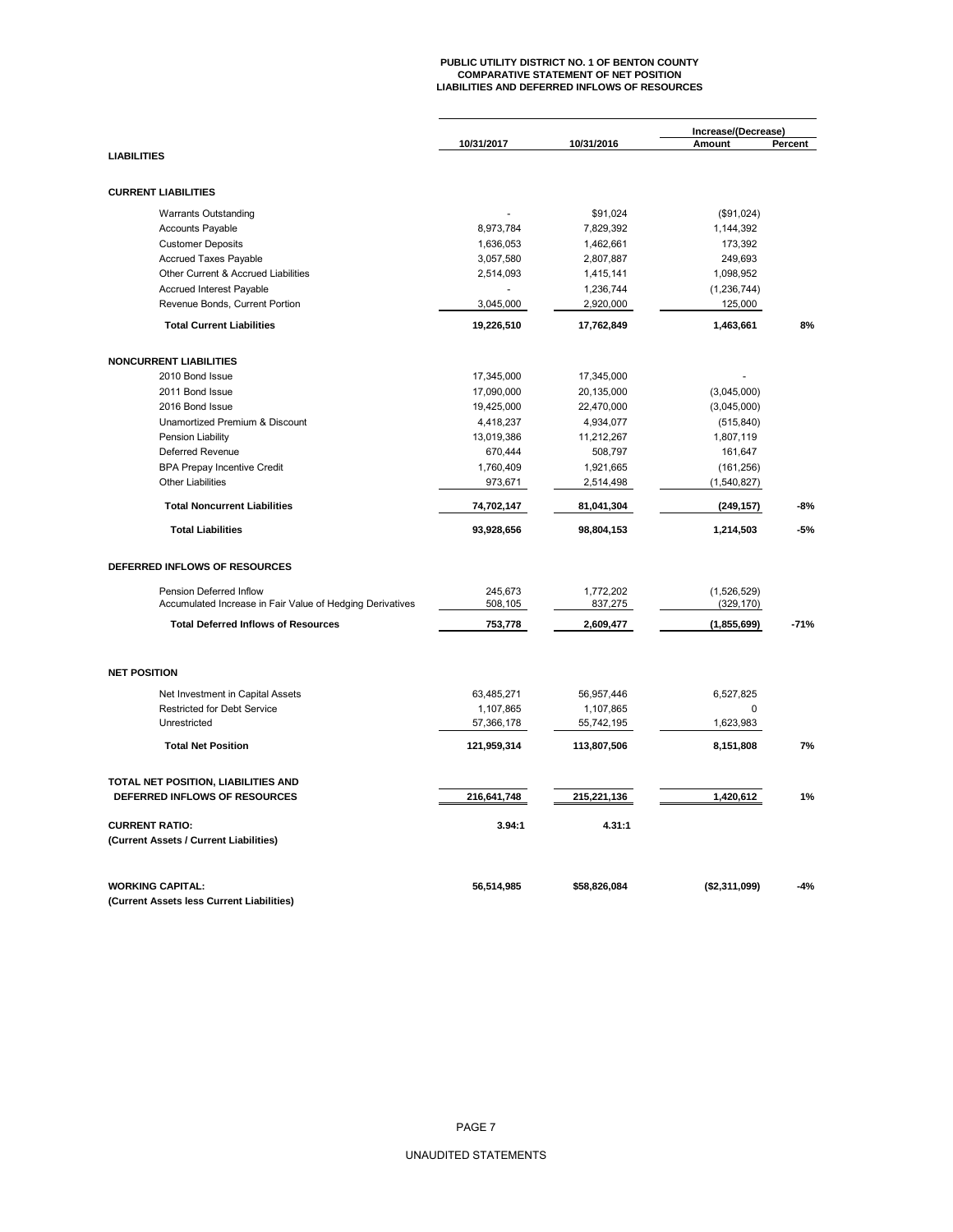# PUBLIC UTILITY DISTRICT NO. 1 OF BENTON COUNTY
## COMPARATIVE STATEMENT OF NET POSITION
## LIABILITIES AND DEFERRED INFLOWS OF RESOURCES

| | 10/31/2017 | 10/31/2016 | Increase/(Decrease) Amount | Percent |
|---|---|---|---|---|
| **LIABILITIES** | | | | |
| **CURRENT LIABILITIES** | | | | |
| Warrants Outstanding | - | \$91,024 | (\$91,024) | |
| Accounts Payable | 8,973,784 | 7,829,392 | 1,144,392 | |
| Customer Deposits | 1,636,053 | 1,462,661 | 173,392 | |
| Accrued Taxes Payable | 3,057,580 | 2,807,887 | 249,693 | |
| Other Current & Accrued Liabilities | 2,514,093 | 1,415,141 | 1,098,952 | |
| Accrued Interest Payable | - | 1,236,744 | (1,236,744) | |
| Revenue Bonds, Current Portion | 3,045,000 | 2,920,000 | 125,000 | |
| **Total Current Liabilities** | **19,226,510** | **17,762,849** | **1,463,661** | **8%** |
| **NONCURRENT LIABILITIES** | | | | |
| 2010 Bond Issue | 17,345,000 | 17,345,000 | - | |
| 2011 Bond Issue | 17,090,000 | 20,135,000 | (3,045,000) | |
| 2016 Bond Issue | 19,425,000 | 22,470,000 | (3,045,000) | |
| Unamortized Premium & Discount | 4,418,237 | 4,934,077 | (515,840) | |
| Pension Liability | 13,019,386 | 11,212,267 | 1,807,119 | |
| Deferred Revenue | 670,444 | 508,797 | 161,647 | |
| BPA Prepay Incentive Credit | 1,760,409 | 1,921,665 | (161,256) | |
| Other Liabilities | 973,671 | 2,514,498 | (1,540,827) | |
| **Total Noncurrent Liabilities** | **74,702,147** | **81,041,304** | **(249,157)** | **-8%** |
| **Total Liabilities** | **93,928,656** | **98,804,153** | **1,214,503** | **-5%** |
| **DEFERRED INFLOWS OF RESOURCES** | | | | |
| Pension Deferred Inflow | 245,673 | 1,772,202 | (1,526,529) | |
| Accumulated Increase in Fair Value of Hedging Derivatives | 508,105 | 837,275 | (329,170) | |
| **Total Deferred Inflows of Resources** | **753,778** | **2,609,477** | **(1,855,699)** | **-71%** |
| **NET POSITION** | | | | |
| Net Investment in Capital Assets | 63,485,271 | 56,957,446 | 6,527,825 | |
| Restricted for Debt Service | 1,107,865 | 1,107,865 | 0 | |
| Unrestricted | 57,366,178 | 55,742,195 | 1,623,983 | |
| **Total Net Position** | **121,959,314** | **113,807,506** | **8,151,808** | **7%** |
| **TOTAL NET POSITION, LIABILITIES AND DEFERRED INFLOWS OF RESOURCES** | **216,641,748** | **215,221,136** | **1,420,612** | **1%** |
| **CURRENT RATIO:** (Current Assets / Current Liabilities) | **3.94:1** | **4.31:1** | | |
| **WORKING CAPITAL:** (Current Assets less Current Liabilities) | **56,514,985** | **\$58,826,084** | **(\$2,311,099)** | **-4%** |

UNAUDITED STATEMENTS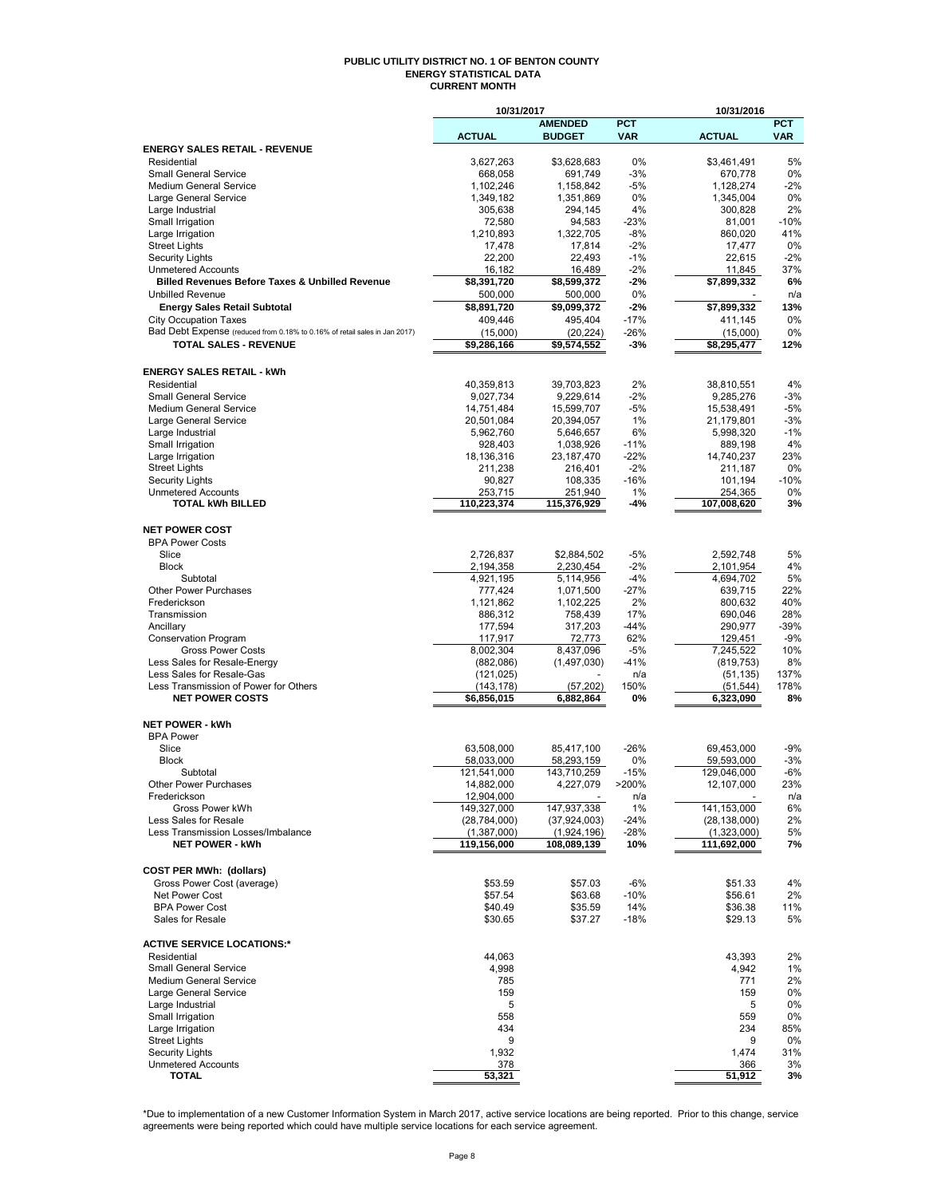# PUBLIC UTILITY DISTRICT NO. 1 OF BENTON COUNTY
## ENERGY STATISTICAL DATA
### CURRENT MONTH

| | 10/31/2017 | | | 10/31/2016 | |
|---|---|---|---|---|---|
| | ACTUAL | AMENDED BUDGET | PCT VAR | ACTUAL | PCT VAR |
| **ENERGY SALES RETAIL - REVENUE** | | | | | |
| Residential | 3,627,263 | $3,628,683 | 0% | $3,461,491 | 5% |
| Small General Service | 668,058 | 691,749 | -3% | 670,778 | 0% |
| Medium General Service | 1,102,246 | 1,158,842 | -5% | 1,128,274 | -2% |
| Large General Service | 1,349,182 | 1,351,869 | 0% | 1,345,004 | 0% |
| Large Industrial | 305,638 | 294,145 | 4% | 300,828 | 2% |
| Small Irrigation | 72,580 | 94,583 | -23% | 81,001 | -10% |
| Large Irrigation | 1,210,893 | 1,322,705 | -8% | 860,020 | 41% |
| Street Lights | 17,478 | 17,814 | -2% | 17,477 | 0% |
| Security Lights | 22,200 | 22,493 | -1% | 22,615 | -2% |
| Unmetered Accounts | 16,182 | 16,489 | -2% | 11,845 | 37% |
| **Billed Revenues Before Taxes & Unbilled Revenue** | **$8,391,720** | **$8,599,372** | **-2%** | **$7,899,332** | **6%** |
| Unbilled Revenue | 500,000 | 500,000 | 0% | - | n/a |
| **Energy Sales Retail Subtotal** | **$8,891,720** | **$9,099,372** | **-2%** | **$7,899,332** | **13%** |
| City Occupation Taxes | 409,446 | 495,404 | -17% | 411,145 | 0% |
| Bad Debt Expense (reduced from 0.18% to 0.16% of retail sales in Jan 2017) | (15,000) | (20,224) | -26% | (15,000) | 0% |
| **TOTAL SALES - REVENUE** | **$9,286,166** | **$9,574,552** | **-3%** | **$8,295,477** | **12%** |
| | | | | | |
| **ENERGY SALES RETAIL - kWh** | | | | | |
| Residential | 40,359,813 | 39,703,823 | 2% | 38,810,551 | 4% |
| Small General Service | 9,027,734 | 9,229,614 | -2% | 9,285,276 | -3% |
| Medium General Service | 14,751,484 | 15,599,707 | -5% | 15,538,491 | -5% |
| Large General Service | 20,501,084 | 20,394,057 | 1% | 21,179,801 | -3% |
| Large Industrial | 5,962,760 | 5,646,657 | 6% | 5,998,320 | -1% |
| Small Irrigation | 928,403 | 1,038,926 | -11% | 889,198 | 4% |
| Large Irrigation | 18,136,316 | 23,187,470 | -22% | 14,740,237 | 23% |
| Street Lights | 211,238 | 216,401 | -2% | 211,187 | 0% |
| Security Lights | 90,827 | 108,335 | -16% | 101,194 | -10% |
| Unmetered Accounts | 253,715 | 251,940 | 1% | 254,365 | 0% |
| **TOTAL kWh BILLED** | **110,223,374** | **115,376,929** | **-4%** | **107,008,620** | **3%** |
| | | | | | |
| **NET POWER COST** | | | | | |
| BPA Power Costs | | | | | |
| Slice | 2,726,837 | $2,884,502 | -5% | 2,592,748 | 5% |
| Block | 2,194,358 | 2,230,454 | -2% | 2,101,954 | 4% |
| Subtotal | 4,921,195 | 5,114,956 | -4% | 4,694,702 | 5% |
| Other Power Purchases | 777,424 | 1,071,500 | -27% | 639,715 | 22% |
| Frederickson | 1,121,862 | 1,102,225 | 2% | 800,632 | 40% |
| Transmission | 886,312 | 758,439 | 17% | 690,046 | 28% |
| Ancillary | 177,594 | 317,203 | -44% | 290,977 | -39% |
| Conservation Program | 117,917 | 72,773 | 62% | 129,451 | -9% |
| Gross Power Costs | 8,002,304 | 8,437,096 | -5% | 7,245,522 | 10% |
| Less Sales for Resale-Energy | (882,086) | (1,497,030) | -41% | (819,753) | 8% |
| Less Sales for Resale-Gas | (121,025) | - | n/a | (51,135) | 137% |
| Less Transmission of Power for Others | (143,178) | (57,202) | 150% | (51,544) | 178% |
| **NET POWER COSTS** | **$6,856,015** | **6,882,864** | **0%** | **6,323,090** | **8%** |
| | | | | | |
| **NET POWER - kWh** | | | | | |
| BPA Power | | | | | |
| Slice | 63,508,000 | 85,417,100 | -26% | 69,453,000 | -9% |
| Block | 58,033,000 | 58,293,159 | 0% | 59,593,000 | -3% |
| Subtotal | 121,541,000 | 143,710,259 | -15% | 129,046,000 | -6% |
| Other Power Purchases | 14,882,000 | 4,227,079 | >200% | 12,107,000 | 23% |
| Frederickson | 12,904,000 | - | n/a | - | n/a |
| Gross Power kWh | 149,327,000 | 147,937,338 | 1% | 141,153,000 | 6% |
| Less Sales for Resale | (28,784,000) | (37,924,003) | -24% | (28,138,000) | 2% |
| Less Transmission Losses/Imbalance | (1,387,000) | (1,924,196) | -28% | (1,323,000) | 5% |
| **NET POWER - kWh** | **119,156,000** | **108,089,139** | **10%** | **111,692,000** | **7%** |
| | | | | | |
| **COST PER MWh: (dollars)** | | | | | |
| Gross Power Cost (average) | $53.59 | $57.03 | -6% | $51.33 | 4% |
| Net Power Cost | $57.54 | $63.68 | -10% | $56.61 | 2% |
| BPA Power Cost | $40.49 | $35.59 | 14% | $36.38 | 11% |
| Sales for Resale | $30.65 | $37.27 | -18% | $29.13 | 5% |
| | | | | | |
| **ACTIVE SERVICE LOCATIONS:*** | | | | | |
| Residential | 44,063 | | | 43,393 | 2% |
| Small General Service | 4,998 | | | 4,942 | 1% |
| Medium General Service | 785 | | | 771 | 2% |
| Large General Service | 159 | | | 159 | 0% |
| Large Industrial | 5 | | | 5 | 0% |
| Small Irrigation | 558 | | | 559 | 0% |
| Large Irrigation | 434 | | | 234 | 85% |
| Street Lights | 9 | | | 9 | 0% |
| Security Lights | 1,932 | | | 1,474 | 31% |
| Unmetered Accounts | 378 | | | 366 | 3% |
| **TOTAL** | **53,321** | | | **51,912** | **3%** |

*Due to implementation of a new Customer Information System in March 2017, active service locations are being reported. Prior to this change, service agreements were being reported which could have multiple service locations for each service agreement.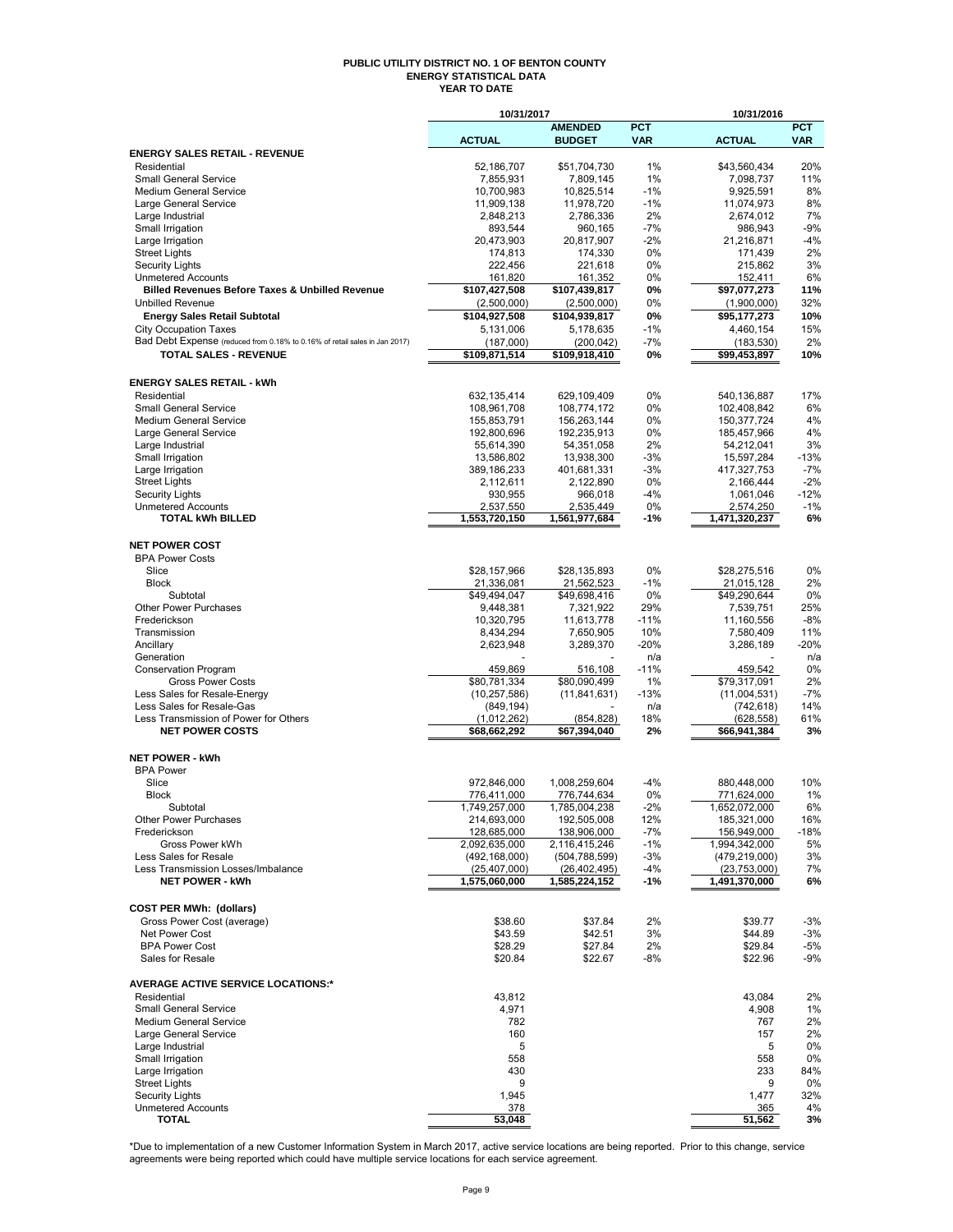# PUBLIC UTILITY DISTRICT NO. 1 OF BENTON COUNTY
## ENERGY STATISTICAL DATA
### YEAR TO DATE

| | 10/31/2017 | | | 10/31/2016 | |
|---|---|---|---|---|---|
| | ACTUAL | AMENDED BUDGET | PCT VAR | ACTUAL | PCT VAR |
| **ENERGY SALES RETAIL - REVENUE** | | | | | |
| Residential | 52,186,707 | $51,704,730 | 1% | $43,560,434 | 20% |
| Small General Service | 7,855,931 | 7,809,145 | 1% | 7,098,737 | 11% |
| Medium General Service | 10,700,983 | 10,825,514 | -1% | 9,925,591 | 8% |
| Large General Service | 11,909,138 | 11,978,720 | -1% | 11,074,973 | 8% |
| Large Industrial | 2,848,213 | 2,786,336 | 2% | 2,674,012 | 7% |
| Small Irrigation | 893,544 | 960,165 | -7% | 986,943 | -9% |
| Large Irrigation | 20,473,903 | 20,817,907 | -2% | 21,216,871 | -4% |
| Street Lights | 174,813 | 174,330 | 0% | 171,439 | 2% |
| Security Lights | 222,456 | 221,618 | 0% | 215,862 | 3% |
| Unmetered Accounts | 161,820 | 161,352 | 0% | 152,411 | 6% |
| **Billed Revenues Before Taxes & Unbilled Revenue** | **$107,427,508** | **$107,439,817** | **0%** | **$97,077,273** | **11%** |
| Unbilled Revenue | (2,500,000) | (2,500,000) | 0% | (1,900,000) | 32% |
| **Energy Sales Retail Subtotal** | **$104,927,508** | **$104,939,817** | **0%** | **$95,177,273** | **10%** |
| City Occupation Taxes | 5,131,006 | 5,178,635 | -1% | 4,460,154 | 15% |
| Bad Debt Expense (reduced from 0.18% to 0.16% of retail sales in Jan 2017) | (187,000) | (200,042) | -7% | (183,530) | 2% |
| **TOTAL SALES - REVENUE** | **$109,871,514** | **$109,918,410** | **0%** | **$99,453,897** | **10%** |
| **ENERGY SALES RETAIL - kWh** | | | | | |
| Residential | 632,135,414 | 629,109,409 | 0% | 540,136,887 | 17% |
| Small General Service | 108,961,708 | 108,774,172 | 0% | 102,408,842 | 6% |
| Medium General Service | 155,853,791 | 156,263,144 | 0% | 150,377,724 | 4% |
| Large General Service | 192,800,696 | 192,235,913 | 0% | 185,457,966 | 4% |
| Large Industrial | 55,614,390 | 54,351,058 | 2% | 54,212,041 | 3% |
| Small Irrigation | 13,586,802 | 13,938,300 | -3% | 15,597,284 | -13% |
| Large Irrigation | 389,186,233 | 401,681,331 | -3% | 417,327,753 | -7% |
| Street Lights | 2,112,611 | 2,122,890 | 0% | 2,166,444 | -2% |
| Security Lights | 930,955 | 966,018 | -4% | 1,061,046 | -12% |
| Unmetered Accounts | 2,537,550 | 2,535,449 | 0% | 2,574,250 | -1% |
| **TOTAL kWh BILLED** | **1,553,720,150** | **1,561,977,684** | **-1%** | **1,471,320,237** | **6%** |
| **NET POWER COST** | | | | | |
| BPA Power Costs | | | | | |
| Slice | $28,157,966 | $28,135,893 | 0% | $28,275,516 | 0% |
| Block | 21,336,081 | 21,562,523 | -1% | 21,015,128 | 2% |
| Subtotal | $49,494,047 | $49,698,416 | 0% | $49,290,644 | 0% |
| Other Power Purchases | 9,448,381 | 7,321,922 | 29% | 7,539,751 | 25% |
| Frederickson | 10,320,795 | 11,613,778 | -11% | 11,160,556 | -8% |
| Transmission | 8,434,294 | 7,650,905 | 10% | 7,580,409 | 11% |
| Ancillary | 2,623,948 | 3,289,370 | -20% | 3,286,189 | -20% |
| Generation | - | - | n/a | - | n/a |
| Conservation Program | 459,869 | 516,108 | -11% | 459,542 | 0% |
| Gross Power Costs | $80,781,334 | $80,090,499 | 1% | $79,317,091 | 2% |
| Less Sales for Resale-Energy | (10,257,586) | (11,841,631) | -13% | (11,004,531) | -7% |
| Less Sales for Resale-Gas | (849,194) | - | n/a | (742,618) | 14% |
| Less Transmission of Power for Others | (1,012,262) | (854,828) | 18% | (628,558) | 61% |
| **NET POWER COSTS** | **$68,662,292** | **$67,394,040** | **2%** | **$66,941,384** | **3%** |
| **NET POWER - kWh** | | | | | |
| BPA Power | | | | | |
| Slice | 972,846,000 | 1,008,259,604 | -4% | 880,448,000 | 10% |
| Block | 776,411,000 | 776,744,634 | 0% | 771,624,000 | 1% |
| Subtotal | 1,749,257,000 | 1,785,004,238 | -2% | 1,652,072,000 | 6% |
| Other Power Purchases | 214,693,000 | 192,505,008 | 12% | 185,321,000 | 16% |
| Frederickson | 128,685,000 | 138,906,000 | -7% | 156,949,000 | -18% |
| Gross Power kWh | 2,092,635,000 | 2,116,415,246 | -1% | 1,994,342,000 | 5% |
| Less Sales for Resale | (492,168,000) | (504,788,599) | -3% | (479,219,000) | 3% |
| Less Transmission Losses/Imbalance | (25,407,000) | (26,402,495) | -4% | (23,753,000) | 7% |
| **NET POWER - kWh** | **1,575,060,000** | **1,585,224,152** | **-1%** | **1,491,370,000** | **6%** |
| **COST PER MWh: (dollars)** | | | | | |
| Gross Power Cost (average) | $38.60 | $37.84 | 2% | $39.77 | -3% |
| Net Power Cost | $43.59 | $42.51 | 3% | $44.89 | -3% |
| BPA Power Cost | $28.29 | $27.84 | 2% | $29.84 | -5% |
| Sales for Resale | $20.84 | $22.67 | -8% | $22.96 | -9% |
| **AVERAGE ACTIVE SERVICE LOCATIONS:*** | | | | | |
| Residential | 43,812 | | | 43,084 | 2% |
| Small General Service | 4,971 | | | 4,908 | 1% |
| Medium General Service | 782 | | | 767 | 2% |
| Large General Service | 160 | | | 157 | 2% |
| Large Industrial | 5 | | | 5 | 0% |
| Small Irrigation | 558 | | | 558 | 0% |
| Large Irrigation | 430 | | | 233 | 84% |
| Street Lights | 9 | | | 9 | 0% |
| Security Lights | 1,945 | | | 1,477 | 32% |
| Unmetered Accounts | 378 | | | 365 | 4% |
| **TOTAL** | **53,048** | | | **51,562** | **3%** |

*Due to implementation of a new Customer Information System in March 2017, active service locations are being reported. Prior to this change, service agreements were being reported which could have multiple service locations for each service agreement.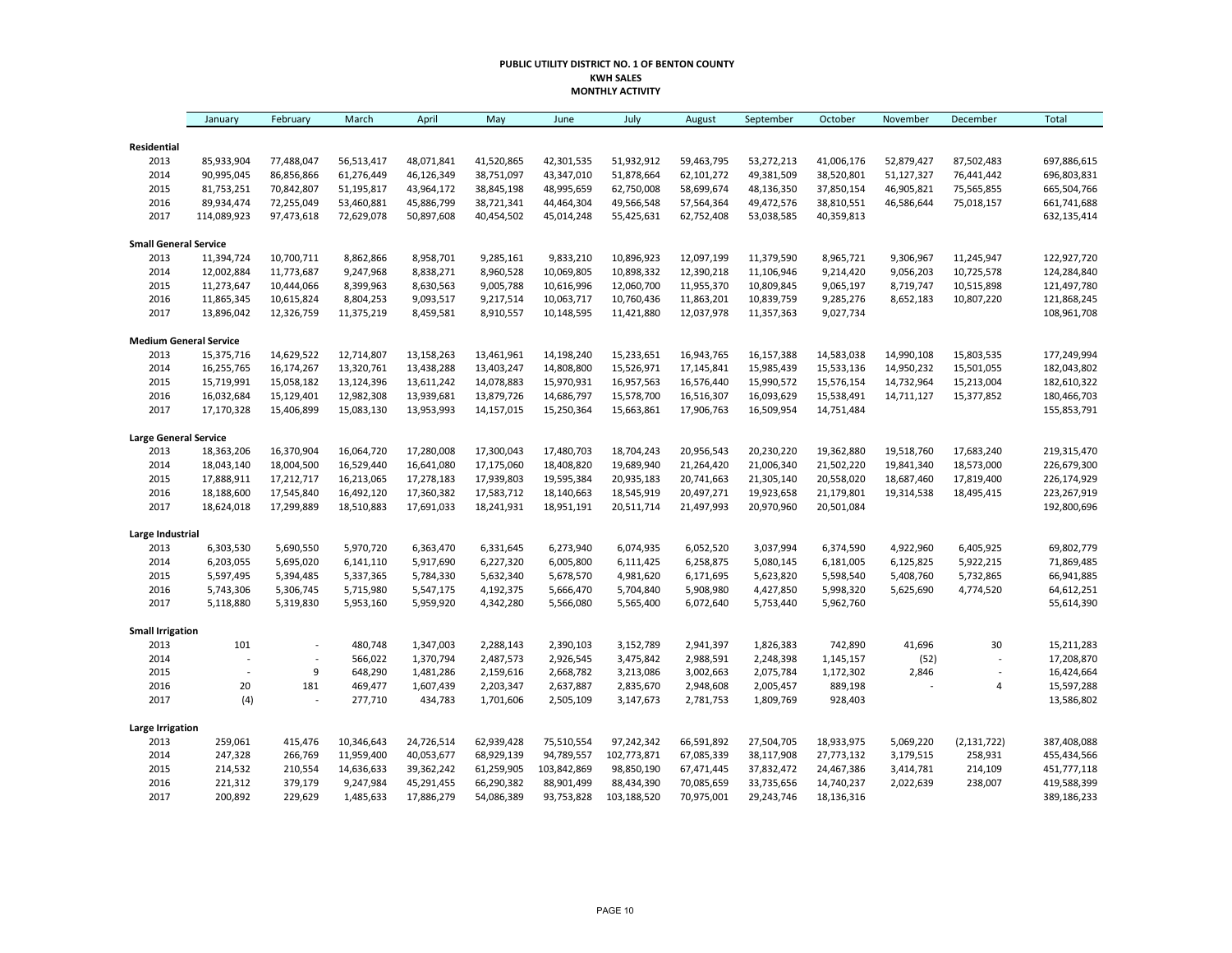**PUBLIC UTILITY DISTRICT NO. 1 OF BENTON COUNTY**
**KWH SALES**
**MONTHLY ACTIVITY**

| | January | February | March | April | May | June | July | August | September | October | November | December | Total |
|---|---|---|---|---|---|---|---|---|---|---|---|---|---|
| **Residential** | | | | | | | | | | | | | |
| 2013 | 85,933,904 | 77,488,047 | 56,513,417 | 48,071,841 | 41,520,865 | 42,301,535 | 51,932,912 | 59,463,795 | 53,272,213 | 41,006,176 | 52,879,427 | 87,502,483 | 697,886,615 |
| 2014 | 90,995,045 | 86,856,866 | 61,276,449 | 46,126,349 | 38,751,097 | 43,347,010 | 51,878,664 | 62,101,272 | 49,381,509 | 38,520,801 | 51,127,327 | 76,441,442 | 696,803,831 |
| 2015 | 81,753,251 | 70,842,807 | 51,195,817 | 43,964,172 | 38,845,198 | 48,995,659 | 62,750,008 | 58,699,674 | 48,136,350 | 37,850,154 | 46,905,821 | 75,565,855 | 665,504,766 |
| 2016 | 89,934,474 | 72,255,049 | 53,460,881 | 45,886,799 | 38,721,341 | 44,464,304 | 49,566,548 | 57,564,364 | 49,472,576 | 38,810,551 | 46,586,644 | 75,018,157 | 661,741,688 |
| 2017 | 114,089,923 | 97,473,618 | 72,629,078 | 50,897,608 | 40,454,502 | 45,014,248 | 55,425,631 | 62,752,408 | 53,038,585 | 40,359,813 | | | 632,135,414 |
| **Small General Service** | | | | | | | | | | | | | |
| 2013 | 11,394,724 | 10,700,711 | 8,862,866 | 8,958,701 | 9,285,161 | 9,833,210 | 10,896,923 | 12,097,199 | 11,379,590 | 8,965,721 | 9,306,967 | 11,245,947 | 122,927,720 |
| 2014 | 12,002,884 | 11,773,687 | 9,247,968 | 8,838,271 | 8,960,528 | 10,069,805 | 10,898,332 | 12,390,218 | 11,106,946 | 9,214,420 | 9,056,203 | 10,725,578 | 124,284,840 |
| 2015 | 11,273,647 | 10,444,066 | 8,399,963 | 8,630,563 | 9,005,788 | 10,616,996 | 12,060,700 | 11,955,370 | 10,809,845 | 9,065,197 | 8,719,747 | 10,515,898 | 121,497,780 |
| 2016 | 11,865,345 | 10,615,824 | 8,804,253 | 9,093,517 | 9,217,514 | 10,063,717 | 10,760,436 | 11,863,201 | 10,839,759 | 9,285,276 | 8,652,183 | 10,807,220 | 121,868,245 |
| 2017 | 13,896,042 | 12,326,759 | 11,375,219 | 8,459,581 | 8,910,557 | 10,148,595 | 11,421,880 | 12,037,978 | 11,357,363 | 9,027,734 | | | 108,961,708 |
| **Medium General Service** | | | | | | | | | | | | | |
| 2013 | 15,375,716 | 14,629,522 | 12,714,807 | 13,158,263 | 13,461,961 | 14,198,240 | 15,233,651 | 16,943,765 | 16,157,388 | 14,583,038 | 14,990,108 | 15,803,535 | 177,249,994 |
| 2014 | 16,255,765 | 16,174,267 | 13,320,761 | 13,438,288 | 13,403,247 | 14,808,800 | 15,526,971 | 17,145,841 | 15,985,439 | 15,533,136 | 14,950,232 | 15,501,055 | 182,043,802 |
| 2015 | 15,719,991 | 15,058,182 | 13,124,396 | 13,611,242 | 14,078,883 | 15,970,931 | 16,957,563 | 16,576,440 | 15,990,572 | 15,576,154 | 14,732,964 | 15,213,004 | 182,610,322 |
| 2016 | 16,032,684 | 15,129,401 | 12,982,308 | 13,939,681 | 13,879,726 | 14,686,797 | 15,578,700 | 16,516,307 | 16,093,629 | 15,538,491 | 14,711,127 | 15,377,852 | 180,466,703 |
| 2017 | 17,170,328 | 15,406,899 | 15,083,130 | 13,953,993 | 14,157,015 | 15,250,364 | 15,663,861 | 17,906,763 | 16,509,954 | 14,751,484 | | | 155,853,791 |
| **Large General Service** | | | | | | | | | | | | | |
| 2013 | 18,363,206 | 16,370,904 | 16,064,720 | 17,280,008 | 17,300,043 | 17,480,703 | 18,704,243 | 20,956,543 | 20,230,220 | 19,362,880 | 19,518,760 | 17,683,240 | 219,315,470 |
| 2014 | 18,043,140 | 18,004,500 | 16,529,440 | 16,641,080 | 17,175,060 | 18,408,820 | 19,689,940 | 21,264,420 | 21,006,340 | 21,502,220 | 19,841,340 | 18,573,000 | 226,679,300 |
| 2015 | 17,888,911 | 17,212,717 | 16,213,065 | 17,278,183 | 17,939,803 | 19,595,384 | 20,935,183 | 20,741,663 | 21,305,140 | 20,558,020 | 18,687,460 | 17,819,400 | 226,174,929 |
| 2016 | 18,188,600 | 17,545,840 | 16,492,120 | 17,360,382 | 17,583,712 | 18,140,663 | 18,545,919 | 20,497,271 | 19,923,658 | 21,179,801 | 19,314,538 | 18,495,415 | 223,267,919 |
| 2017 | 18,624,018 | 17,299,889 | 18,510,883 | 17,691,033 | 18,241,931 | 18,951,191 | 20,511,714 | 21,497,993 | 20,970,960 | 20,501,084 | | | 192,800,696 |
| **Large Industrial** | | | | | | | | | | | | | |
| 2013 | 6,303,530 | 5,690,550 | 5,970,720 | 6,363,470 | 6,331,645 | 6,273,940 | 6,074,935 | 6,052,520 | 3,037,994 | 6,374,590 | 4,922,960 | 6,405,925 | 69,802,779 |
| 2014 | 6,203,055 | 5,695,020 | 6,141,110 | 5,917,690 | 6,227,320 | 6,005,800 | 6,111,425 | 6,258,875 | 5,080,145 | 6,181,005 | 6,125,825 | 5,922,215 | 71,869,485 |
| 2015 | 5,597,495 | 5,394,485 | 5,337,365 | 5,784,330 | 5,632,340 | 5,678,570 | 4,981,620 | 6,171,695 | 5,623,820 | 5,598,540 | 5,408,760 | 5,732,865 | 66,941,885 |
| 2016 | 5,743,306 | 5,306,745 | 5,715,980 | 5,547,175 | 4,192,375 | 5,666,470 | 5,704,840 | 5,908,980 | 4,427,850 | 5,998,320 | 5,625,690 | 4,774,520 | 64,612,251 |
| 2017 | 5,118,880 | 5,319,830 | 5,953,160 | 5,959,920 | 4,342,280 | 5,566,080 | 5,565,400 | 6,072,640 | 5,753,440 | 5,962,760 | | | 55,614,390 |
| **Small Irrigation** | | | | | | | | | | | | | |
| 2013 | 101 | - | 480,748 | 1,347,003 | 2,288,143 | 2,390,103 | 3,152,789 | 2,941,397 | 1,826,383 | 742,890 | 41,696 | 30 | 15,211,283 |
| 2014 | - | - | 566,022 | 1,370,794 | 2,487,573 | 2,926,545 | 3,475,842 | 2,988,591 | 2,248,398 | 1,145,157 | (52) | - | 17,208,870 |
| 2015 | - | 9 | 648,290 | 1,481,286 | 2,159,616 | 2,668,782 | 3,213,086 | 3,002,663 | 2,075,784 | 1,172,302 | 2,846 | - | 16,424,664 |
| 2016 | 20 | 181 | 469,477 | 1,607,439 | 2,203,347 | 2,637,887 | 2,835,670 | 2,948,608 | 2,005,457 | 889,198 | - | 4 | 15,597,288 |
| 2017 | (4) | - | 277,710 | 434,783 | 1,701,606 | 2,505,109 | 3,147,673 | 2,781,753 | 1,809,769 | 928,403 | | | 13,586,802 |
| **Large Irrigation** | | | | | | | | | | | | | |
| 2013 | 259,061 | 415,476 | 10,346,643 | 24,726,514 | 62,939,428 | 75,510,554 | 97,242,342 | 66,591,892 | 27,504,705 | 18,933,975 | 5,069,220 | (2,131,722) | 387,408,088 |
| 2014 | 247,328 | 266,769 | 11,959,400 | 40,053,677 | 68,929,139 | 94,789,557 | 102,773,871 | 67,085,339 | 38,117,908 | 27,773,132 | 3,179,515 | 258,931 | 455,434,566 |
| 2015 | 214,532 | 210,554 | 14,636,633 | 39,362,242 | 61,259,905 | 103,842,869 | 98,850,190 | 67,471,445 | 37,832,472 | 24,467,386 | 3,414,781 | 214,109 | 451,777,118 |
| 2016 | 221,312 | 379,179 | 9,247,984 | 45,291,455 | 66,290,382 | 88,901,499 | 88,434,390 | 70,085,659 | 33,735,656 | 14,740,237 | 2,022,639 | 238,007 | 419,588,399 |
| 2017 | 200,892 | 229,629 | 1,485,633 | 17,886,279 | 54,086,389 | 93,753,828 | 103,188,520 | 70,975,001 | 29,243,746 | 18,136,316 | | | 389,186,233 |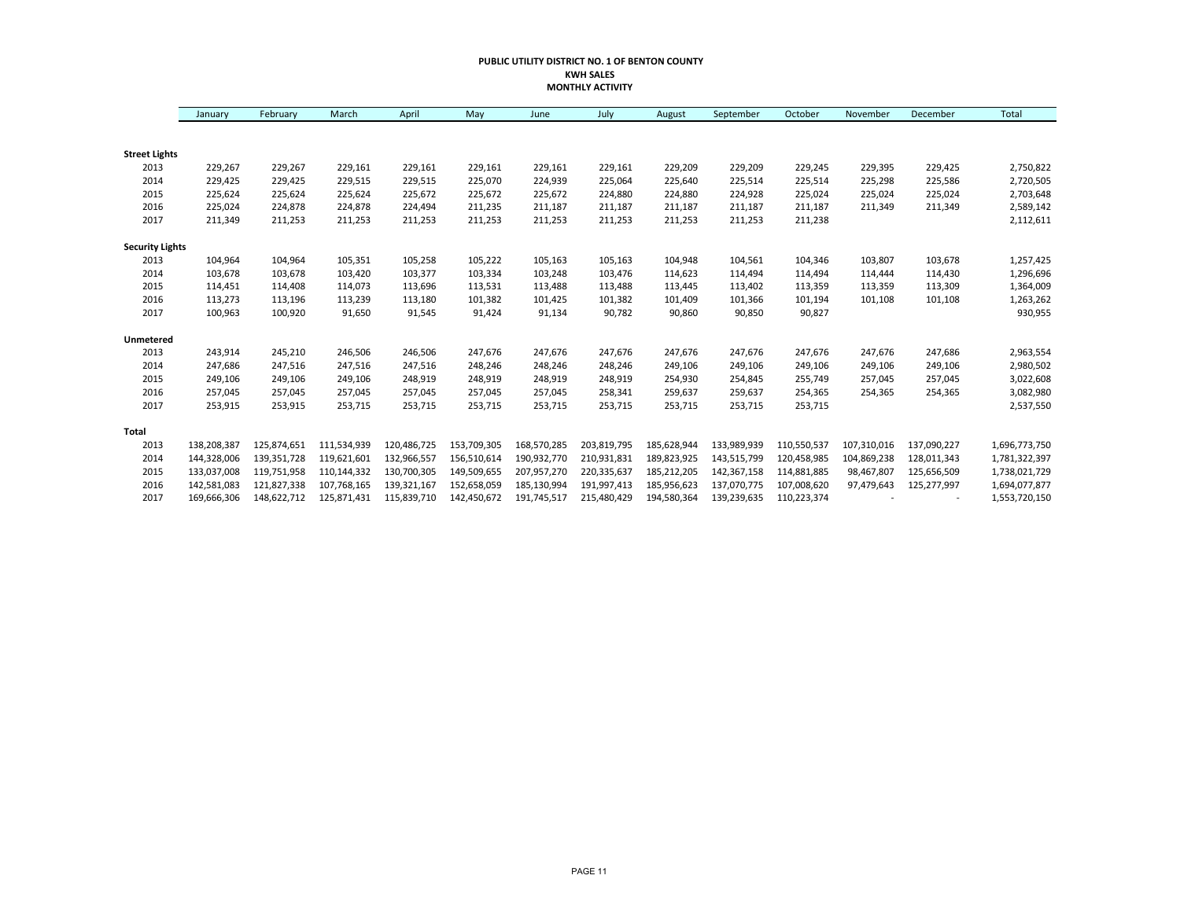**PUBLIC UTILITY DISTRICT NO. 1 OF BENTON COUNTY**
**KWH SALES**
**MONTHLY ACTIVITY**

| | January | February | March | April | May | June | July | August | September | October | November | December | Total |
|---|---|---|---|---|---|---|---|---|---|---|---|---|---|
| **Street Lights** | | | | | | | | | | | | | |
| 2013 | 229,267 | 229,267 | 229,161 | 229,161 | 229,161 | 229,161 | 229,161 | 229,209 | 229,209 | 229,245 | 229,395 | 229,425 | 2,750,822 |
| 2014 | 229,425 | 229,425 | 229,515 | 229,515 | 225,070 | 224,939 | 225,064 | 225,640 | 225,514 | 225,514 | 225,298 | 225,586 | 2,720,505 |
| 2015 | 225,624 | 225,624 | 225,624 | 225,672 | 225,672 | 225,672 | 224,880 | 224,880 | 224,928 | 225,024 | 225,024 | 225,024 | 2,703,648 |
| 2016 | 225,024 | 224,878 | 224,878 | 224,494 | 211,235 | 211,187 | 211,187 | 211,187 | 211,187 | 211,187 | 211,349 | 211,349 | 2,589,142 |
| 2017 | 211,349 | 211,253 | 211,253 | 211,253 | 211,253 | 211,253 | 211,253 | 211,253 | 211,253 | 211,238 | | | 2,112,611 |
| **Security Lights** | | | | | | | | | | | | | |
| 2013 | 104,964 | 104,964 | 105,351 | 105,258 | 105,222 | 105,163 | 105,163 | 104,948 | 104,561 | 104,346 | 103,807 | 103,678 | 1,257,425 |
| 2014 | 103,678 | 103,678 | 103,420 | 103,377 | 103,334 | 103,248 | 103,476 | 114,623 | 114,494 | 114,494 | 114,444 | 114,430 | 1,296,696 |
| 2015 | 114,451 | 114,408 | 114,073 | 113,696 | 113,531 | 113,488 | 113,488 | 113,445 | 113,402 | 113,359 | 113,359 | 113,309 | 1,364,009 |
| 2016 | 113,273 | 113,196 | 113,239 | 113,180 | 101,382 | 101,425 | 101,382 | 101,409 | 101,366 | 101,194 | 101,108 | 101,108 | 1,263,262 |
| 2017 | 100,963 | 100,920 | 91,650 | 91,545 | 91,424 | 91,134 | 90,782 | 90,860 | 90,850 | 90,827 | | | 930,955 |
| **Unmetered** | | | | | | | | | | | | | |
| 2013 | 243,914 | 245,210 | 246,506 | 246,506 | 247,676 | 247,676 | 247,676 | 247,676 | 247,676 | 247,676 | 247,676 | 247,686 | 2,963,554 |
| 2014 | 247,686 | 247,516 | 247,516 | 247,516 | 248,246 | 248,246 | 248,246 | 249,106 | 249,106 | 249,106 | 249,106 | 249,106 | 2,980,502 |
| 2015 | 249,106 | 249,106 | 249,106 | 248,919 | 248,919 | 248,919 | 248,919 | 254,930 | 254,845 | 255,749 | 257,045 | 257,045 | 3,022,608 |
| 2016 | 257,045 | 257,045 | 257,045 | 257,045 | 257,045 | 257,045 | 258,341 | 259,637 | 259,637 | 254,365 | 254,365 | 254,365 | 3,082,980 |
| 2017 | 253,915 | 253,915 | 253,715 | 253,715 | 253,715 | 253,715 | 253,715 | 253,715 | 253,715 | 253,715 | | | 2,537,550 |
| **Total** | | | | | | | | | | | | | |
| 2013 | 138,208,387 | 125,874,651 | 111,534,939 | 120,486,725 | 153,709,305 | 168,570,285 | 203,819,795 | 185,628,944 | 133,989,939 | 110,550,537 | 107,310,016 | 137,090,227 | 1,696,773,750 |
| 2014 | 144,328,006 | 139,351,728 | 119,621,601 | 132,966,557 | 156,510,614 | 190,932,770 | 210,931,831 | 189,823,925 | 143,515,799 | 120,458,985 | 104,869,238 | 128,011,343 | 1,781,322,397 |
| 2015 | 133,037,008 | 119,751,958 | 110,144,332 | 130,700,305 | 149,509,655 | 207,957,270 | 220,335,637 | 185,212,205 | 142,367,158 | 114,881,885 | 98,467,807 | 125,656,509 | 1,738,021,729 |
| 2016 | 142,581,083 | 121,827,338 | 107,768,165 | 139,321,167 | 152,658,059 | 185,130,994 | 191,997,413 | 185,956,623 | 137,070,775 | 107,008,620 | 97,479,643 | 125,277,997 | 1,694,077,877 |
| 2017 | 169,666,306 | 148,622,712 | 125,871,431 | 115,839,710 | 142,450,672 | 191,745,517 | 215,480,429 | 194,580,364 | 139,239,635 | 110,223,374 | - | - | 1,553,720,150 |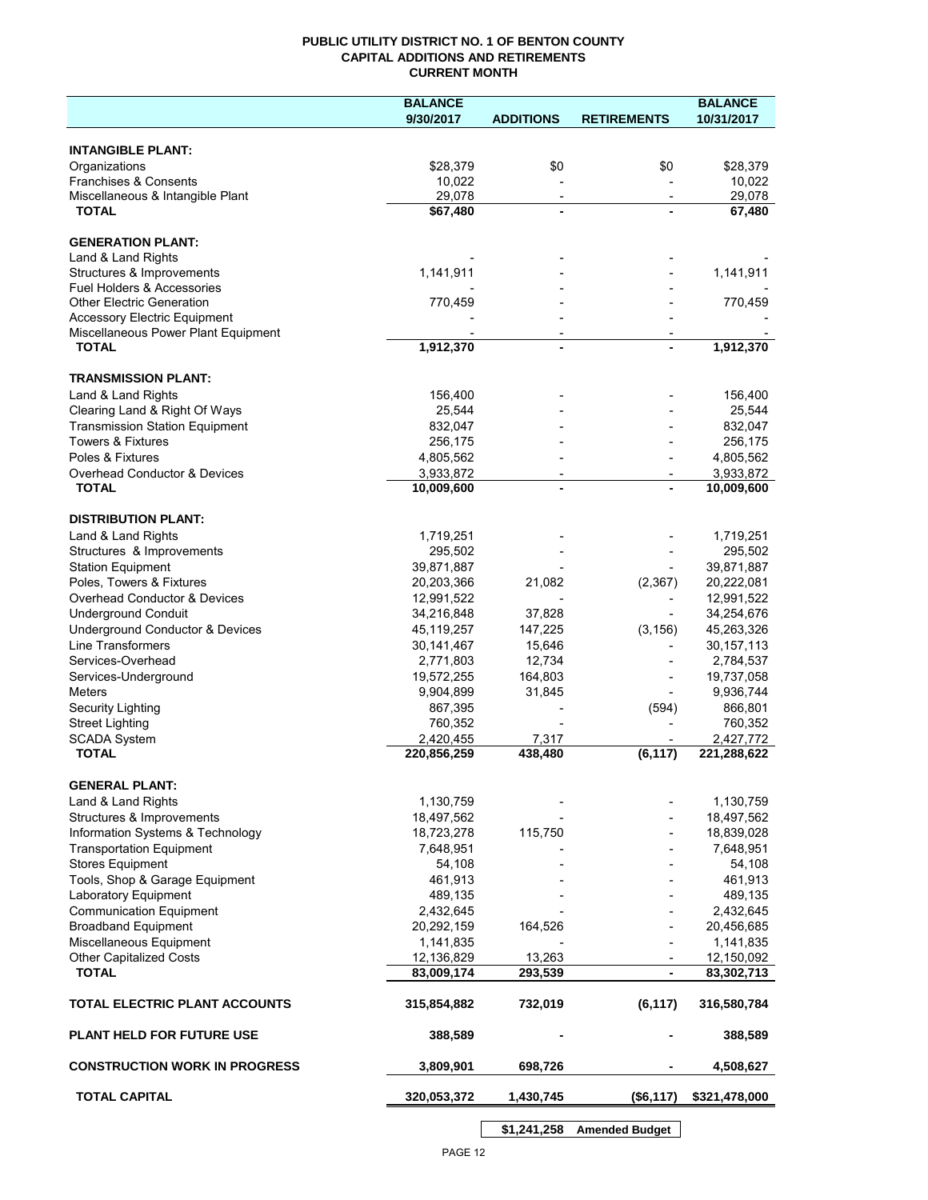**PUBLIC UTILITY DISTRICT NO. 1 OF BENTON COUNTY**
**CAPITAL ADDITIONS AND RETIREMENTS**
**CURRENT MONTH**

| | BALANCE 9/30/2017 | ADDITIONS | RETIREMENTS | BALANCE 10/31/2017 |
|---|---|---|---|---|
| **INTANGIBLE PLANT:** | | | | |
| Organizations | $28,379 | $0 | $0 | $28,379 |
| Franchises & Consents | 10,022 | - | - | 10,022 |
| Miscellaneous & Intangible Plant | 29,078 | - | - | 29,078 |
| **TOTAL** | **$67,480** | **-** | **-** | **67,480** |
| **GENERATION PLANT:** | | | | |
| Land & Land Rights | - | - | - | - |
| Structures & Improvements | 1,141,911 | - | - | 1,141,911 |
| Fuel Holders & Accessories | - | - | - | - |
| Other Electric Generation | 770,459 | - | - | 770,459 |
| Accessory Electric Equipment | - | - | - | - |
| Miscellaneous Power Plant Equipment | - | - | - | - |
| **TOTAL** | **1,912,370** | **-** | **-** | **1,912,370** |
| **TRANSMISSION PLANT:** | | | | |
| Land & Land Rights | 156,400 | - | - | 156,400 |
| Clearing Land & Right Of Ways | 25,544 | - | - | 25,544 |
| Transmission Station Equipment | 832,047 | - | - | 832,047 |
| Towers & Fixtures | 256,175 | - | - | 256,175 |
| Poles & Fixtures | 4,805,562 | - | - | 4,805,562 |
| Overhead Conductor & Devices | 3,933,872 | - | - | 3,933,872 |
| **TOTAL** | **10,009,600** | **-** | **-** | **10,009,600** |
| **DISTRIBUTION PLANT:** | | | | |
| Land & Land Rights | 1,719,251 | - | - | 1,719,251 |
| Structures & Improvements | 295,502 | - | - | 295,502 |
| Station Equipment | 39,871,887 | - | - | 39,871,887 |
| Poles, Towers & Fixtures | 20,203,366 | 21,082 | (2,367) | 20,222,081 |
| Overhead Conductor & Devices | 12,991,522 | - | - | 12,991,522 |
| Underground Conduit | 34,216,848 | 37,828 | - | 34,254,676 |
| Underground Conductor & Devices | 45,119,257 | 147,225 | (3,156) | 45,263,326 |
| Line Transformers | 30,141,467 | 15,646 | - | 30,157,113 |
| Services-Overhead | 2,771,803 | 12,734 | - | 2,784,537 |
| Services-Underground | 19,572,255 | 164,803 | - | 19,737,058 |
| Meters | 9,904,899 | 31,845 | - | 9,936,744 |
| Security Lighting | 867,395 | - | (594) | 866,801 |
| Street Lighting | 760,352 | - | - | 760,352 |
| SCADA System | 2,420,455 | 7,317 | - | 2,427,772 |
| **TOTAL** | **220,856,259** | **438,480** | **(6,117)** | **221,288,622** |
| **GENERAL PLANT:** | | | | |
| Land & Land Rights | 1,130,759 | - | - | 1,130,759 |
| Structures & Improvements | 18,497,562 | - | - | 18,497,562 |
| Information Systems & Technology | 18,723,278 | 115,750 | - | 18,839,028 |
| Transportation Equipment | 7,648,951 | - | - | 7,648,951 |
| Stores Equipment | 54,108 | - | - | 54,108 |
| Tools, Shop & Garage Equipment | 461,913 | - | - | 461,913 |
| Laboratory Equipment | 489,135 | - | - | 489,135 |
| Communication Equipment | 2,432,645 | - | - | 2,432,645 |
| Broadband Equipment | 20,292,159 | 164,526 | - | 20,456,685 |
| Miscellaneous Equipment | 1,141,835 | - | - | 1,141,835 |
| Other Capitalized Costs | 12,136,829 | 13,263 | - | 12,150,092 |
| **TOTAL** | **83,009,174** | **293,539** | **-** | **83,302,713** |
| **TOTAL ELECTRIC PLANT ACCOUNTS** | **315,854,882** | **732,019** | **(6,117)** | **316,580,784** |
| **PLANT HELD FOR FUTURE USE** | **388,589** | **-** | **-** | **388,589** |
| **CONSTRUCTION WORK IN PROGRESS** | **3,809,901** | **698,726** | **-** | **4,508,627** |
| **TOTAL CAPITAL** | **320,053,372** | **1,430,745** | **($6,117)** | **$321,478,000** |
| | | **$1,241,258** | **Amended Budget** | |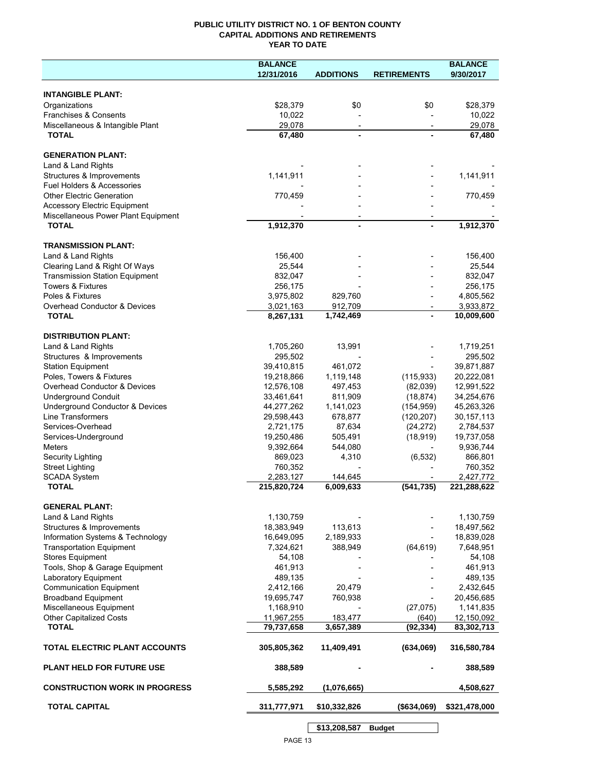# PUBLIC UTILITY DISTRICT NO. 1 OF BENTON COUNTY
## CAPITAL ADDITIONS AND RETIREMENTS
### YEAR TO DATE

| | BALANCE 12/31/2016 | ADDITIONS | RETIREMENTS | BALANCE 9/30/2017 |
|---|---|---|---|---|
| **INTANGIBLE PLANT:** | | | | |
| Organizations | $28,379 | $0 | $0 | $28,379 |
| Franchises & Consents | 10,022 | - | - | 10,022 |
| Miscellaneous & Intangible Plant | 29,078 | - | - | 29,078 |
| **TOTAL** | **67,480** | **-** | **-** | **67,480** |
| **GENERATION PLANT:** | | | | |
| Land & Land Rights | - | - | - | - |
| Structures & Improvements | 1,141,911 | - | - | 1,141,911 |
| Fuel Holders & Accessories | - | - | - | - |
| Other Electric Generation | 770,459 | - | - | 770,459 |
| Accessory Electric Equipment | - | - | - | - |
| Miscellaneous Power Plant Equipment | - | - | - | - |
| **TOTAL** | **1,912,370** | **-** | **-** | **1,912,370** |
| **TRANSMISSION PLANT:** | | | | |
| Land & Land Rights | 156,400 | - | - | 156,400 |
| Clearing Land & Right Of Ways | 25,544 | - | - | 25,544 |
| Transmission Station Equipment | 832,047 | - | - | 832,047 |
| Towers & Fixtures | 256,175 | - | - | 256,175 |
| Poles & Fixtures | 3,975,802 | 829,760 | - | 4,805,562 |
| Overhead Conductor & Devices | 3,021,163 | 912,709 | - | 3,933,872 |
| **TOTAL** | **8,267,131** | **1,742,469** | **-** | **10,009,600** |
| **DISTRIBUTION PLANT:** | | | | |
| Land & Land Rights | 1,705,260 | 13,991 | - | 1,719,251 |
| Structures & Improvements | 295,502 | - | - | 295,502 |
| Station Equipment | 39,410,815 | 461,072 | - | 39,871,887 |
| Poles, Towers & Fixtures | 19,218,866 | 1,119,148 | (115,933) | 20,222,081 |
| Overhead Conductor & Devices | 12,576,108 | 497,453 | (82,039) | 12,991,522 |
| Underground Conduit | 33,461,641 | 811,909 | (18,874) | 34,254,676 |
| Underground Conductor & Devices | 44,277,262 | 1,141,023 | (154,959) | 45,263,326 |
| Line Transformers | 29,598,443 | 678,877 | (120,207) | 30,157,113 |
| Services-Overhead | 2,721,175 | 87,634 | (24,272) | 2,784,537 |
| Services-Underground | 19,250,486 | 505,491 | (18,919) | 19,737,058 |
| Meters | 9,392,664 | 544,080 | - | 9,936,744 |
| Security Lighting | 869,023 | 4,310 | (6,532) | 866,801 |
| Street Lighting | 760,352 | - | - | 760,352 |
| SCADA System | 2,283,127 | 144,645 | - | 2,427,772 |
| **TOTAL** | **215,820,724** | **6,009,633** | **(541,735)** | **221,288,622** |
| **GENERAL PLANT:** | | | | |
| Land & Land Rights | 1,130,759 | - | - | 1,130,759 |
| Structures & Improvements | 18,383,949 | 113,613 | - | 18,497,562 |
| Information Systems & Technology | 16,649,095 | 2,189,933 | - | 18,839,028 |
| Transportation Equipment | 7,324,621 | 388,949 | (64,619) | 7,648,951 |
| Stores Equipment | 54,108 | - | - | 54,108 |
| Tools, Shop & Garage Equipment | 461,913 | - | - | 461,913 |
| Laboratory Equipment | 489,135 | - | - | 489,135 |
| Communication Equipment | 2,412,166 | 20,479 | - | 2,432,645 |
| Broadband Equipment | 19,695,747 | 760,938 | - | 20,456,685 |
| Miscellaneous Equipment | 1,168,910 | - | (27,075) | 1,141,835 |
| Other Capitalized Costs | 11,967,255 | 183,477 | (640) | 12,150,092 |
| **TOTAL** | **79,737,658** | **3,657,389** | **(92,334)** | **83,302,713** |
| **TOTAL ELECTRIC PLANT ACCOUNTS** | **305,805,362** | **11,409,491** | **(634,069)** | **316,580,784** |
| **PLANT HELD FOR FUTURE USE** | **388,589** | **-** | **-** | **388,589** |
| **CONSTRUCTION WORK IN PROGRESS** | **5,585,292** | **(1,076,665)** | | **4,508,627** |
| **TOTAL CAPITAL** | **311,777,971** | **$10,332,826** | **($634,069)** | **$321,478,000** |
| | | **$13,208,587** | **Budget** | |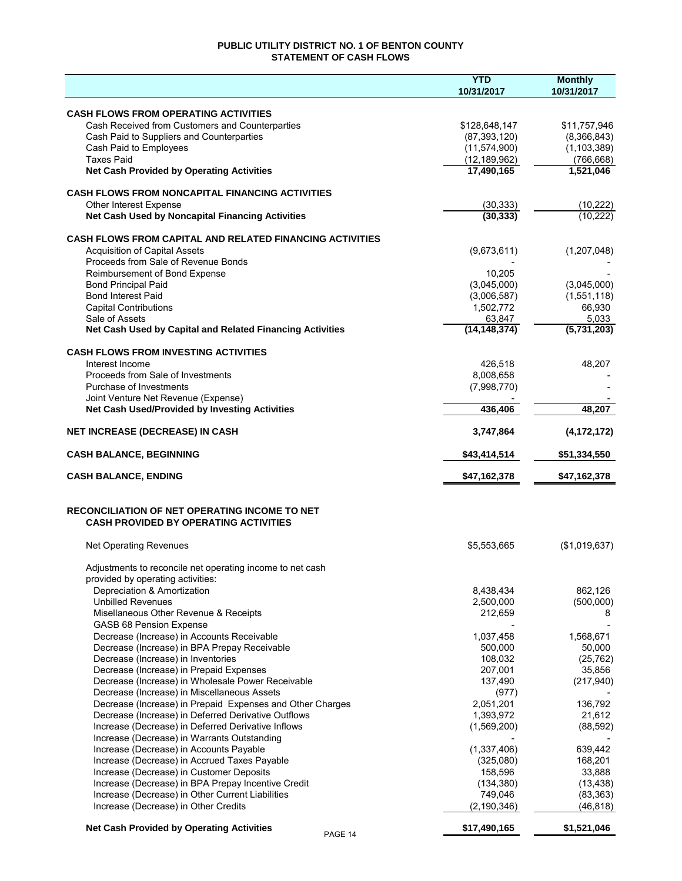# PUBLIC UTILITY DISTRICT NO. 1 OF BENTON COUNTY
## STATEMENT OF CASH FLOWS

| | YTD 10/31/2017 | Monthly 10/31/2017 |
|---|---|---|
| **CASH FLOWS FROM OPERATING ACTIVITIES** | | |
| Cash Received from Customers and Counterparties | \$128,648,147 | \$11,757,946 |
| Cash Paid to Suppliers and Counterparties | (87,393,120) | (8,366,843) |
| Cash Paid to Employees | (11,574,900) | (1,103,389) |
| Taxes Paid | (12,189,962) | (766,668) |
| **Net Cash Provided by Operating Activities** | **17,490,165** | **1,521,046** |
| **CASH FLOWS FROM NONCAPITAL FINANCING ACTIVITIES** | | |
| Other Interest Expense | (30,333) | (10,222) |
| **Net Cash Used by Noncapital Financing Activities** | **(30,333)** | **(10,222)** |
| **CASH FLOWS FROM CAPITAL AND RELATED FINANCING ACTIVITIES** | | |
| Acquisition of Capital Assets | (9,673,611) | (1,207,048) |
| Proceeds from Sale of Revenue Bonds | - | - |
| Reimbursement of Bond Expense | 10,205 | - |
| Bond Principal Paid | (3,045,000) | (3,045,000) |
| Bond Interest Paid | (3,006,587) | (1,551,118) |
| Capital Contributions | 1,502,772 | 66,930 |
| Sale of Assets | 63,847 | 5,033 |
| **Net Cash Used by Capital and Related Financing Activities** | **(14,148,374)** | **(5,731,203)** |
| **CASH FLOWS FROM INVESTING ACTIVITIES** | | |
| Interest Income | 426,518 | 48,207 |
| Proceeds from Sale of Investments | 8,008,658 | - |
| Purchase of Investments | (7,998,770) | - |
| Joint Venture Net Revenue (Expense) | - | - |
| **Net Cash Used/Provided by Investing Activities** | **436,406** | **48,207** |
| **NET INCREASE (DECREASE) IN CASH** | **3,747,864** | **(4,172,172)** |
| **CASH BALANCE, BEGINNING** | **\$43,414,514** | **\$51,334,550** |
| **CASH BALANCE, ENDING** | **\$47,162,378** | **\$47,162,378** |

| **RECONCILIATION OF NET OPERATING INCOME TO NET CASH PROVIDED BY OPERATING ACTIVITIES** | | |
|---|---|---|
| Net Operating Revenues | \$5,553,665 | (\$1,019,637) |
| Adjustments to reconcile net operating income to net cash provided by operating activities: | | |
| Depreciation & Amortization | 8,438,434 | 862,126 |
| Unbilled Revenues | 2,500,000 | (500,000) |
| Misellaneous Other Revenue & Receipts | 212,659 | 8 |
| GASB 68 Pension Expense | - | - |
| Decrease (Increase) in Accounts Receivable | 1,037,458 | 1,568,671 |
| Decrease (Increase) in BPA Prepay Receivable | 500,000 | 50,000 |
| Decrease (Increase) in Inventories | 108,032 | (25,762) |
| Decrease (Increase) in Prepaid Expenses | 207,001 | 35,856 |
| Decrease (Increase) in Wholesale Power Receivable | 137,490 | (217,940) |
| Decrease (Increase) in Miscellaneous Assets | (977) | - |
| Decrease (Increase) in Prepaid Expenses and Other Charges | 2,051,201 | 136,792 |
| Decrease (Increase) in Deferred Derivative Outflows | 1,393,972 | 21,612 |
| Increase (Decrease) in Deferred Derivative Inflows | (1,569,200) | (88,592) |
| Increase (Decrease) in Warrants Outstanding | - | - |
| Increase (Decrease) in Accounts Payable | (1,337,406) | 639,442 |
| Increase (Decrease) in Accrued Taxes Payable | (325,080) | 168,201 |
| Increase (Decrease) in Customer Deposits | 158,596 | 33,888 |
| Increase (Decrease) in BPA Prepay Incentive Credit | (134,380) | (13,438) |
| Increase (Decrease) in Other Current Liabilities | 749,046 | (83,363) |
| Increase (Decrease) in Other Credits | (2,190,346) | (46,818) |
| **Net Cash Provided by Operating Activities** | **\$17,490,165** | **\$1,521,046** |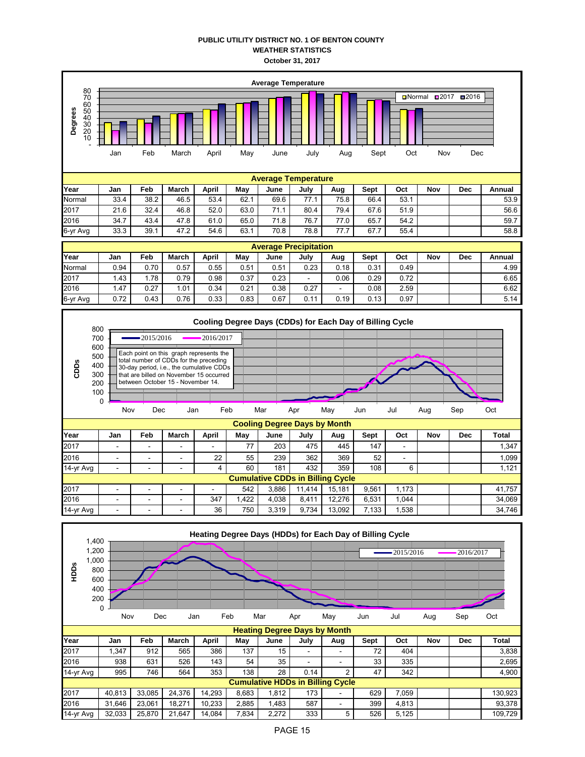**PUBLIC UTILITY DISTRICT NO. 1 OF BENTON COUNTY**
**WEATHER STATISTICS**
**October 31, 2017**

| Average Temperature | | | | | | | | | | | | | |
|---|---|---|---|---|---|---|---|---|---|---|---|---|---|
| Year | Jan | Feb | March | April | May | June | July | Aug | Sept | Oct | Nov | Dec | Annual |
| Normal | 33.4 | 38.2 | 46.5 | 53.4 | 62.1 | 69.6 | 77.1 | 75.8 | 66.4 | 53.1 | | | 53.9 |
| 2017 | 21.6 | 32.4 | 46.8 | 52.0 | 63.0 | 71.1 | 80.4 | 79.4 | 67.6 | 51.9 | | | 56.6 |
| 2016 | 34.7 | 43.4 | 47.8 | 61.0 | 65.0 | 71.8 | 76.7 | 77.0 | 65.7 | 54.2 | | | 59.7 |
| 6-yr Avg | 33.3 | 39.1 | 47.2 | 54.6 | 63.1 | 70.8 | 78.8 | 77.7 | 67.7 | 55.4 | | | 58.8 |

| Average Precipitation | | | | | | | | | | | | | |
|---|---|---|---|---|---|---|---|---|---|---|---|---|---|
| Year | Jan | Feb | March | April | May | June | July | Aug | Sept | Oct | Nov | Dec | Annual |
| Normal | 0.94 | 0.70 | 0.57 | 0.55 | 0.51 | 0.51 | 0.23 | 0.18 | 0.31 | 0.49 | | | 4.99 |
| 2017 | 1.43 | 1.78 | 0.79 | 0.98 | 0.37 | 0.23 | - | 0.06 | 0.29 | 0.72 | | | 6.65 |
| 2016 | 1.47 | 0.27 | 1.01 | 0.34 | 0.21 | 0.38 | 0.27 | - | 0.08 | 2.59 | | | 6.62 |
| 6-yr Avg | 0.72 | 0.43 | 0.76 | 0.33 | 0.83 | 0.67 | 0.11 | 0.19 | 0.13 | 0.97 | | | 5.14 |

Each point on this graph represents the total number of CDDs for the preceding 30-day period, i.e., the cumulative CDDs that are billed on November 15 occurred between October 15 - November 14.

| Cooling Degree Days by Month | | | | | | | | | | | | | |
|---|---|---|---|---|---|---|---|---|---|---|---|---|---|
| Year | Jan | Feb | March | April | May | June | July | Aug | Sept | Oct | Nov | Dec | Total |
| 2017 | - | - | - | - | 77 | 203 | 475 | 445 | 147 | - | | | 1,347 |
| 2016 | - | - | - | 22 | 55 | 239 | 362 | 369 | 52 | - | | | 1,099 |
| 14-yr Avg | - | - | - | 4 | 60 | 181 | 432 | 359 | 108 | 6 | | | 1,121 |
| **Cumulative CDDs in Billing Cycle** | | | | | | | | | | | | | |
| 2017 | - | - | - | - | 542 | 3,886 | 11,414 | 15,181 | 9,561 | 1,173 | | | 41,757 |
| 2016 | - | - | - | 347 | 1,422 | 4,038 | 8,411 | 12,276 | 6,531 | 1,044 | | | 34,069 |
| 14-yr Avg | - | - | - | 36 | 750 | 3,319 | 9,734 | 13,092 | 7,133 | 1,538 | | | 34,746 |

| Heating Degree Days by Month | | | | | | | | | | | | | |
|---|---|---|---|---|---|---|---|---|---|---|---|---|---|
| Year | Jan | Feb | March | April | May | June | July | Aug | Sept | Oct | Nov | Dec | Total |
| 2017 | 1,347 | 912 | 565 | 386 | 137 | 15 | - | - | 72 | 404 | | | 3,838 |
| 2016 | 938 | 631 | 526 | 143 | 54 | 35 | - | - | 33 | 335 | | | 2,695 |
| 14-yr Avg | 995 | 746 | 564 | 353 | 138 | 28 | 0.14 | 2 | 47 | 342 | | | 4,900 |
| **Cumulative HDDs in Billing Cycle** | | | | | | | | | | | | | |
| 2017 | 40,813 | 33,085 | 24,376 | 14,293 | 8,683 | 1,812 | 173 | - | 629 | 7,059 | | | 130,923 |
| 2016 | 31,646 | 23,061 | 18,271 | 10,233 | 2,885 | 1,483 | 587 | - | 399 | 4,813 | | | 93,378 |
| 14-yr Avg | 32,033 | 25,870 | 21,647 | 14,084 | 7,834 | 2,272 | 333 | 5 | 526 | 5,125 | | | 109,729 |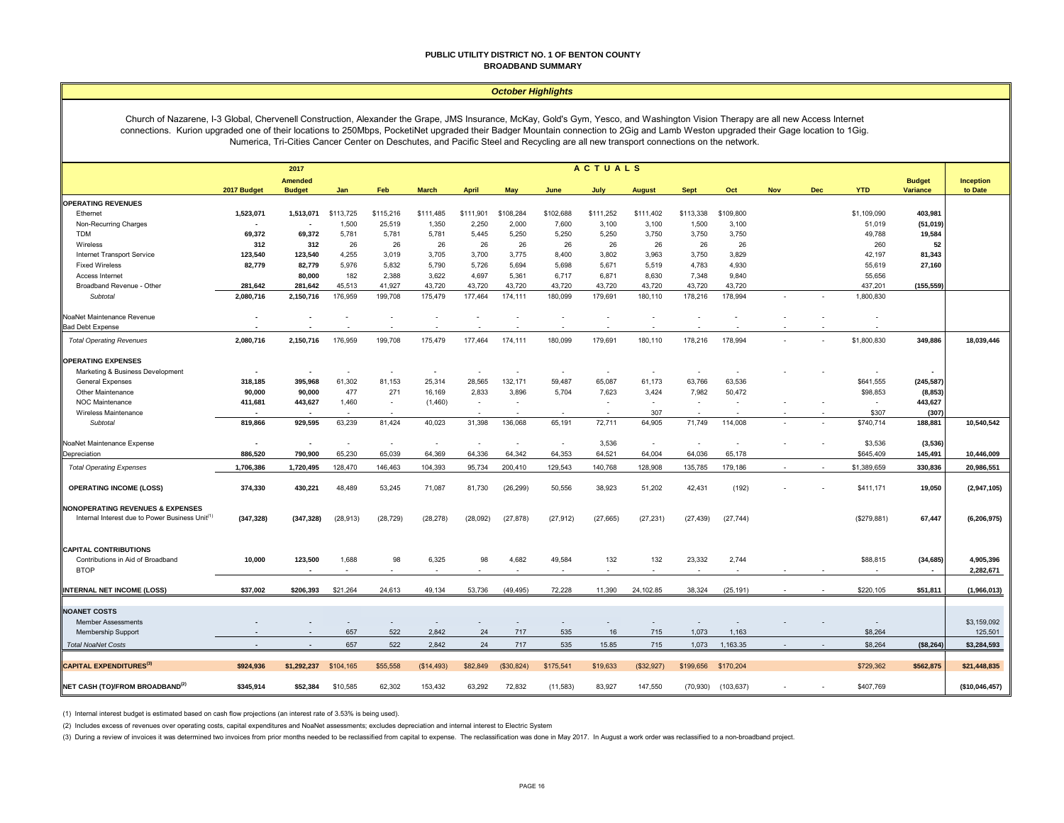# PUBLIC UTILITY DISTRICT NO. 1 OF BENTON COUNTY
## BROADBAND SUMMARY

### *October Highlights*

Church of Nazarene, I-3 Global, Chervenell Construction, Alexander the Grape, JMS Insurance, McKay, Gold's Gym, Yesco, and Washington Vision Therapy are all new Access Internet connections. Kurion upgraded one of their locations to 250Mbps, PocketiNet upgraded their Badger Mountain connection to 2Gig and Lamb Weston upgraded their Gage location to 1Gig. Numerica, Tri-Cities Cancer Center on Deschutes, and Pacific Steel and Recycling are all new transport connections on the network.

| | 2017 Budget | 2017 Amended Budget | Jan | Feb | March | April | May | June | July | August | Sept | Oct | Nov | Dec | YTD | Budget Variance | Inception to Date |
|---|---|---|---|---|---|---|---|---|---|---|---|---|---|---|---|---|---|
| | | | ACTUALS | | | | | | | | | | | | | | |
| **OPERATING REVENUES** | | | | | | | | | | | | | | | | | |
| Ethernet | 1,523,071 | 1,513,071 | $113,725 | $115,216 | $111,485 | $111,901 | $108,284 | $102,688 | $111,252 | $111,402 | $113,338 | $109,800 | | | $1,109,090 | 403,981 | |
| Non-Recurring Charges | - | - | 1,500 | 25,519 | 1,350 | 2,250 | 2,000 | 7,600 | 3,100 | 3,100 | 1,500 | 3,100 | | | 51,019 | (51,019) | |
| TDM | 69,372 | 69,372 | 5,781 | 5,781 | 5,781 | 5,445 | 5,250 | 5,250 | 5,250 | 3,750 | 3,750 | 3,750 | | | 49,788 | 19,584 | |
| Wireless | 312 | 312 | 26 | 26 | 26 | 26 | 26 | 26 | 26 | 26 | 26 | 26 | | | 260 | 52 | |
| Internet Transport Service | 123,540 | 123,540 | 4,255 | 3,019 | 3,705 | 3,700 | 3,775 | 8,400 | 3,802 | 3,963 | 3,750 | 3,829 | | | 42,197 | 81,343 | |
| Fixed Wireless | 82,779 | 82,779 | 5,976 | 5,832 | 5,790 | 5,726 | 5,694 | 5,698 | 5,671 | 5,519 | 4,783 | 4,930 | | | 55,619 | 27,160 | |
| Access Internet | | 80,000 | 182 | 2,388 | 3,622 | 4,697 | 5,361 | 6,717 | 6,871 | 8,630 | 7,348 | 9,840 | | | 55,656 | | |
| Broadband Revenue - Other | 281,642 | 281,642 | 45,513 | 41,927 | 43,720 | 43,720 | 43,720 | 43,720 | 43,720 | 43,720 | 43,720 | 43,720 | | | 437,201 | (155,559) | |
| *Subtotal* | 2,080,716 | 2,150,716 | 176,959 | 199,708 | 175,479 | 177,464 | 174,111 | 180,099 | 179,691 | 180,110 | 178,216 | 178,994 | - | - | 1,800,830 | | |
| NoaNet Maintenance Revenue | - | - | - | - | - | - | - | - | - | - | - | - | - | - | - | | |
| Bad Debt Expense | - | - | - | - | - | - | - | - | - | - | - | - | - | - | - | | |
| *Total Operating Revenues* | 2,080,716 | 2,150,716 | 176,959 | 199,708 | 175,479 | 177,464 | 174,111 | 180,099 | 179,691 | 180,110 | 178,216 | 178,994 | - | - | $1,800,830 | 349,886 | 18,039,446 |
| **OPERATING EXPENSES** | | | | | | | | | | | | | | | | | |
| Marketing & Business Development | - | - | - | - | - | - | - | - | - | - | - | - | - | - | - | - | |
| General Expenses | 318,185 | 395,968 | 61,302 | 81,153 | 25,314 | 28,565 | 132,171 | 59,487 | 65,087 | 61,173 | 63,766 | 63,536 | | | $641,555 | (245,587) | |
| Other Maintenance | 90,000 | 90,000 | 477 | 271 | 16,169 | 2,833 | 3,896 | 5,704 | 7,623 | 3,424 | 7,982 | 50,472 | | | $98,853 | (8,853) | |
| NOC Maintenance | 411,681 | 443,627 | 1,460 | - | (1,460) | - | - | | - | - | - | - | - | - | - | 443,627 | |
| Wireless Maintenance | - | - | - | - | | - | - | - | - | 307 | - | - | - | - | $307 | (307) | |
| *Subtotal* | 819,866 | 929,595 | 63,239 | 81,424 | 40,023 | 31,398 | 136,068 | 65,191 | 72,711 | 64,905 | 71,749 | 114,008 | - | - | $740,714 | 188,881 | 10,540,542 |
| NoaNet Maintenance Expense | - | - | - | - | - | - | - | - | 3,536 | - | - | - | - | - | $3,536 | (3,536) | |
| Depreciation | 886,520 | 790,900 | 65,230 | 65,039 | 64,369 | 64,336 | 64,342 | 64,353 | 64,521 | 64,004 | 64,036 | 65,178 | | | $645,409 | 145,491 | 10,446,009 |
| *Total Operating Expenses* | 1,706,386 | 1,720,495 | 128,470 | 146,463 | 104,393 | 95,734 | 200,410 | 129,543 | 140,768 | 128,908 | 135,785 | 179,186 | - | - | $1,389,659 | 330,836 | 20,986,551 |
| **OPERATING INCOME (LOSS)** | 374,330 | 430,221 | 48,489 | 53,245 | 71,087 | 81,730 | (26,299) | 50,556 | 38,923 | 51,202 | 42,431 | (192) | - | - | $411,171 | 19,050 | (2,947,105) |
| **NONOPERATING REVENUES & EXPENSES** | | | | | | | | | | | | | | | | | |
| Internal Interest due to Power Business Unit[1] | (347,328) | (347,328) | (28,913) | (28,729) | (28,278) | (28,092) | (27,878) | (27,912) | (27,665) | (27,231) | (27,439) | (27,744) | | | ($279,881) | 67,447 | (6,206,975) |
| **CAPITAL CONTRIBUTIONS** | | | | | | | | | | | | | | | | | |
| Contributions in Aid of Broadband | 10,000 | 123,500 | 1,688 | 98 | 6,325 | 98 | 4,682 | 49,584 | 132 | 132 | 23,332 | 2,744 | | | $88,815 | (34,685) | 4,905,396 |
| BTOP | | - | - | - | - | - | - | - | - | - | - | - | - | - | - | - | 2,282,671 |
| **INTERNAL NET INCOME (LOSS)** | $37,002 | $206,393 | $21,264 | 24,613 | 49,134 | 53,736 | (49,495) | 72,228 | 11,390 | 24,102.85 | 38,324 | (25,191) | - | - | $220,105 | $51,811 | (1,966,013) |
| **NOANET COSTS** | | | | | | | | | | | | | | | | | |
| Member Assessments | - | - | - | - | - | - | - | - | - | - | - | - | - | - | - | | $3,159,092 |
| Membership Support | - | - | 657 | 522 | 2,842 | 24 | 717 | 535 | 16 | 715 | 1,073 | 1,163 | | | $8,264 | | 125,501 |
| *Total NoaNet Costs* | - | - | 657 | 522 | 2,842 | 24 | 717 | 535 | 15.85 | 715 | 1,073 | 1,163.35 | - | - | $8,264 | ($8,264) | $3,284,593 |
| **CAPITAL EXPENDITURES[3]** | $924,936 | $1,292,237 | $104,165 | $55,558 | ($14,493) | $82,849 | ($30,824) | $175,541 | $19,633 | ($32,927) | $199,656 | $170,204 | | | $729,362 | $562,875 | $21,448,835 |
| **NET CASH (TO)/FROM BROADBAND[2]** | $345,914 | $52,384 | $10,585 | 62,302 | 153,432 | 63,292 | 72,832 | (11,583) | 83,927 | 147,550 | (70,930) | (103,637) | - | - | $407,769 | | ($10,046,457) |

(1) Internal interest budget is estimated based on cash flow projections (an interest rate of 3.53% is being used).

(2) Includes excess of revenues over operating costs, capital expenditures and NoaNet assessments; excludes depreciation and internal interest to Electric System

(3) During a review of invoices it was determined two invoices from prior months needed to be reclassified from capital to expense. The reclassification was done in May 2017. In August a work order was reclassified to a non-broadband project.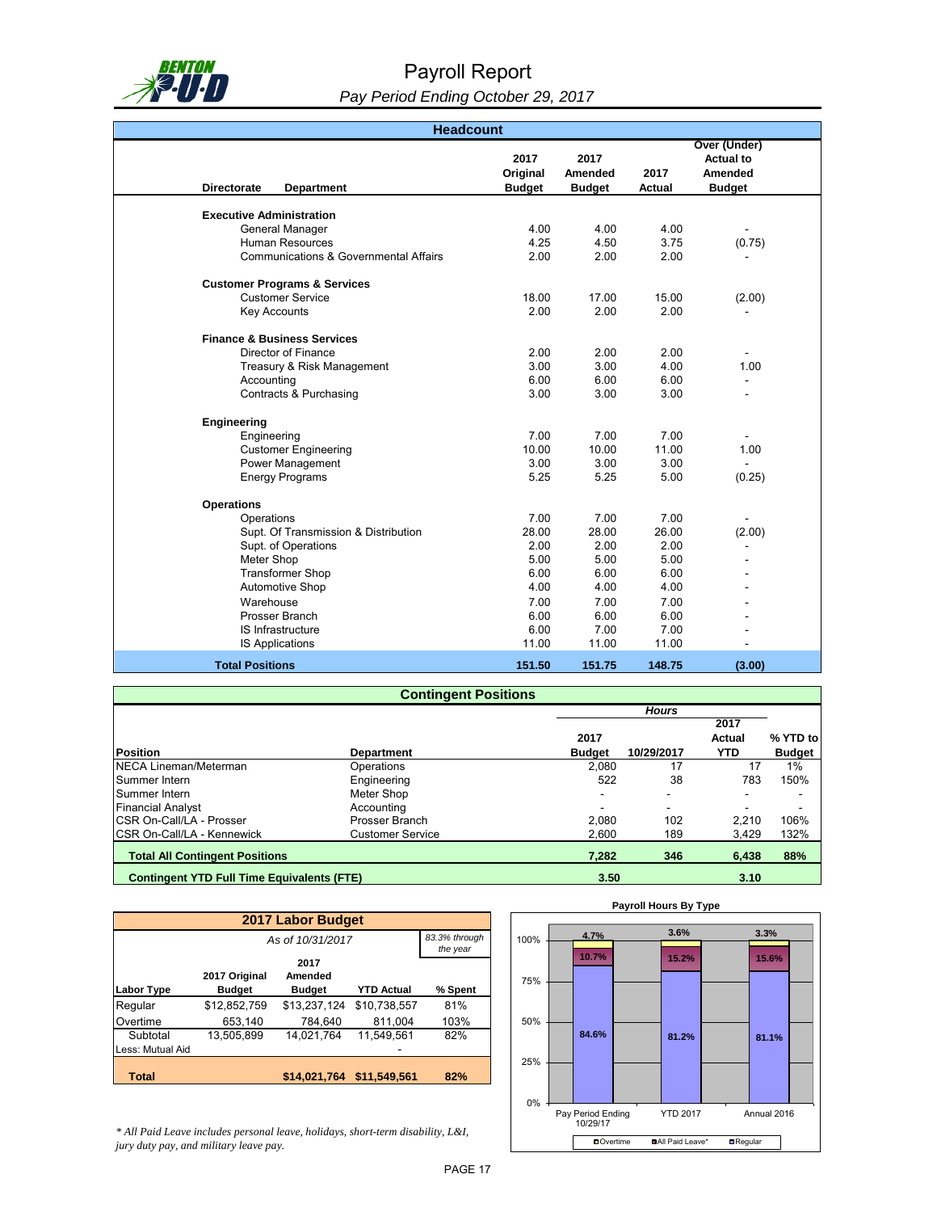# Payroll Report

*Pay Period Ending October 29, 2017*

## Headcount

| Directorate | Department | 2017 Original Budget | 2017 Amended Budget | 2017 Actual | Over (Under) Actual to Amended Budget |
|---|---|---|---|---|---|
| **Executive Administration** | | | | | |
| | General Manager | 4.00 | 4.00 | 4.00 | - |
| | Human Resources | 4.25 | 4.50 | 3.75 | (0.75) |
| | Communications & Governmental Affairs | 2.00 | 2.00 | 2.00 | - |
| **Customer Programs & Services** | | | | | |
| | Customer Service | 18.00 | 17.00 | 15.00 | (2.00) |
| | Key Accounts | 2.00 | 2.00 | 2.00 | - |
| **Finance & Business Services** | | | | | |
| | Director of Finance | 2.00 | 2.00 | 2.00 | - |
| | Treasury & Risk Management | 3.00 | 3.00 | 4.00 | 1.00 |
| | Accounting | 6.00 | 6.00 | 6.00 | - |
| | Contracts & Purchasing | 3.00 | 3.00 | 3.00 | - |
| **Engineering** | | | | | |
| | Engineering | 7.00 | 7.00 | 7.00 | - |
| | Customer Engineering | 10.00 | 10.00 | 11.00 | 1.00 |
| | Power Management | 3.00 | 3.00 | 3.00 | - |
| | Energy Programs | 5.25 | 5.25 | 5.00 | (0.25) |
| **Operations** | | | | | |
| | Operations | 7.00 | 7.00 | 7.00 | - |
| | Supt. Of Transmission & Distribution | 28.00 | 28.00 | 26.00 | (2.00) |
| | Supt. of Operations | 2.00 | 2.00 | 2.00 | - |
| | Meter Shop | 5.00 | 5.00 | 5.00 | - |
| | Transformer Shop | 6.00 | 6.00 | 6.00 | - |
| | Automotive Shop | 4.00 | 4.00 | 4.00 | - |
| | Warehouse | 7.00 | 7.00 | 7.00 | - |
| | Prosser Branch | 6.00 | 6.00 | 6.00 | - |
| | IS Infrastructure | 6.00 | 7.00 | 7.00 | - |
| | IS Applications | 11.00 | 11.00 | 11.00 | - |
| **Total Positions** | | **151.50** | **151.75** | **148.75** | **(3.00)** |

## Contingent Positions

| Position | Department | Hours: 2017 Budget | Hours: 10/29/2017 | Hours: 2017 Actual YTD | % YTD to Budget |
|---|---|---|---|---|---|
| NECA Lineman/Meterman | Operations | 2,080 | 17 | 17 | 1% |
| Summer Intern | Engineering | 522 | 38 | 783 | 150% |
| Summer Intern | Meter Shop | - | - | - | - |
| Financial Analyst | Accounting | - | - | - | - |
| CSR On-Call/LA - Prosser | Prosser Branch | 2,080 | 102 | 2,210 | 106% |
| CSR On-Call/LA - Kennewick | Customer Service | 2,600 | 189 | 3,429 | 132% |
| **Total All Contingent Positions** | | **7,282** | **346** | **6,438** | **88%** |
| **Contingent YTD Full Time Equivalents (FTE)** | | **3.50** | | **3.10** | |

## 2017 Labor Budget

*As of 10/31/2017* — *83.3% through the year*

| Labor Type | 2017 Original Budget | 2017 Amended Budget | YTD Actual | % Spent |
|---|---|---|---|---|
| Regular | $12,852,759 | $13,237,124 | $10,738,557 | 81% |
| Overtime | 653,140 | 784,640 | 811,004 | 103% |
| Subtotal | 13,505,899 | 14,021,764 | 11,549,561 | 82% |
| Less: Mutual Aid | | | - | |
| **Total** | | **$14,021,764** | **$11,549,561** | **82%** |

*\* All Paid Leave includes personal leave, holidays, short-term disability, L&I, jury duty pay, and military leave pay.*

**Payroll Hours By Type**

100%
75%
50%
25%
0%

Pay Period Ending 10/29/17: 4.7%, 10.7%, 84.6%
YTD 2017: 3.6%, 15.2%, 81.2%
Annual 2016: 3.3%, 15.6%, 81.1%

Overtime, All Paid Leave*, Regular